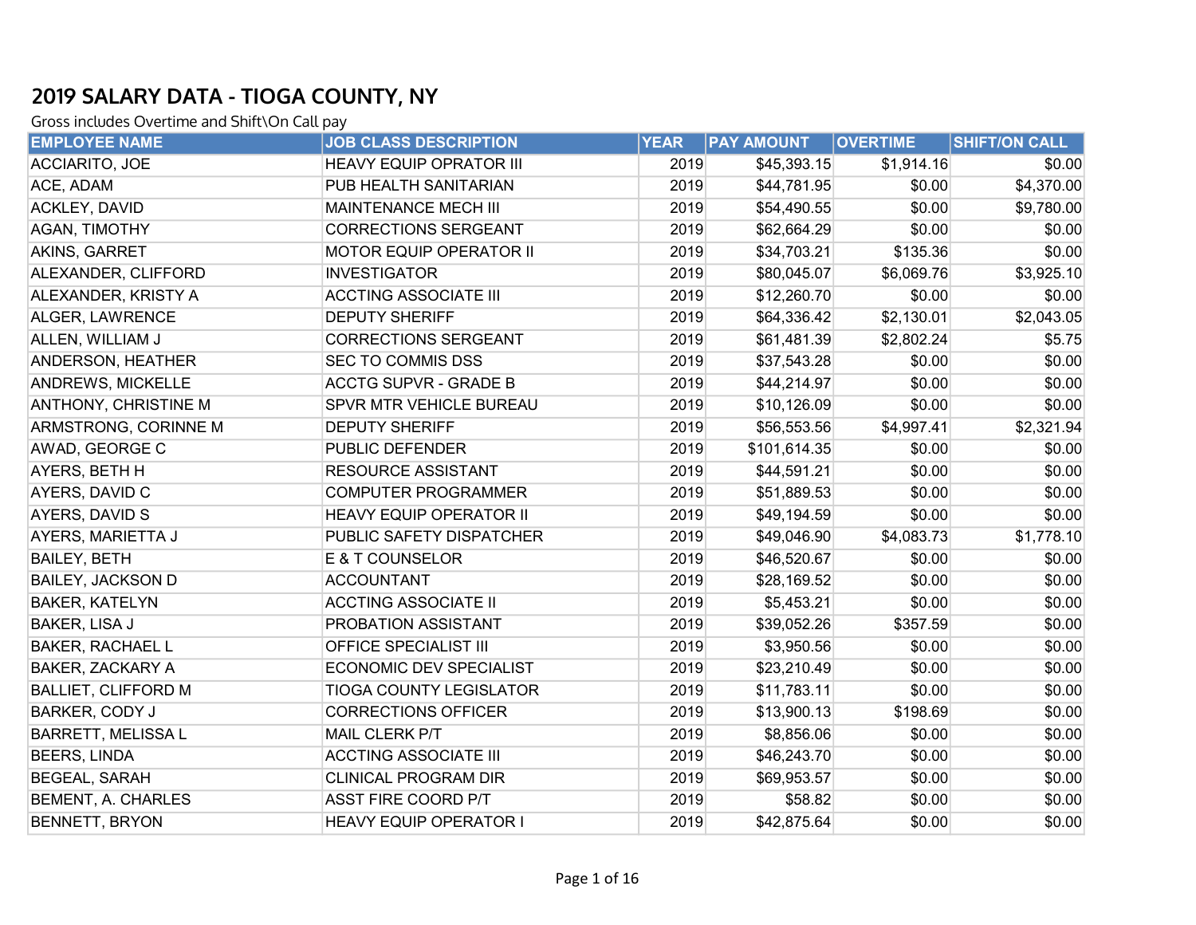# 2019 SALARY DATA - TIOGA COUNTY, NY

Gross includes Overtime and Shift\On Call pay

| EMPLOYEE NAME | JOB CLASS DESCRIPTION | YEAR | PAY AMOUNT | OVERTIME | SHIFT/ON CALL |
|---|---|---|---|---|---|
| ACCIARITO, JOE | HEAVY EQUIP OPRATOR III | 2019 | $45,393.15 | $1,914.16 | $0.00 |
| ACE, ADAM | PUB HEALTH SANITARIAN | 2019 | $44,781.95 | $0.00 | $4,370.00 |
| ACKLEY, DAVID | MAINTENANCE MECH III | 2019 | $54,490.55 | $0.00 | $9,780.00 |
| AGAN, TIMOTHY | CORRECTIONS SERGEANT | 2019 | $62,664.29 | $0.00 | $0.00 |
| AKINS, GARRET | MOTOR EQUIP OPERATOR II | 2019 | $34,703.21 | $135.36 | $0.00 |
| ALEXANDER, CLIFFORD | INVESTIGATOR | 2019 | $80,045.07 | $6,069.76 | $3,925.10 |
| ALEXANDER, KRISTY A | ACCTING ASSOCIATE III | 2019 | $12,260.70 | $0.00 | $0.00 |
| ALGER, LAWRENCE | DEPUTY SHERIFF | 2019 | $64,336.42 | $2,130.01 | $2,043.05 |
| ALLEN, WILLIAM J | CORRECTIONS SERGEANT | 2019 | $61,481.39 | $2,802.24 | $5.75 |
| ANDERSON, HEATHER | SEC TO COMMIS DSS | 2019 | $37,543.28 | $0.00 | $0.00 |
| ANDREWS, MICKELLE | ACCTG SUPVR - GRADE B | 2019 | $44,214.97 | $0.00 | $0.00 |
| ANTHONY, CHRISTINE M | SPVR MTR VEHICLE BUREAU | 2019 | $10,126.09 | $0.00 | $0.00 |
| ARMSTRONG, CORINNE M | DEPUTY SHERIFF | 2019 | $56,553.56 | $4,997.41 | $2,321.94 |
| AWAD, GEORGE C | PUBLIC DEFENDER | 2019 | $101,614.35 | $0.00 | $0.00 |
| AYERS, BETH H | RESOURCE ASSISTANT | 2019 | $44,591.21 | $0.00 | $0.00 |
| AYERS, DAVID C | COMPUTER PROGRAMMER | 2019 | $51,889.53 | $0.00 | $0.00 |
| AYERS, DAVID S | HEAVY EQUIP OPERATOR II | 2019 | $49,194.59 | $0.00 | $0.00 |
| AYERS, MARIETTA J | PUBLIC SAFETY DISPATCHER | 2019 | $49,046.90 | $4,083.73 | $1,778.10 |
| BAILEY, BETH | E & T COUNSELOR | 2019 | $46,520.67 | $0.00 | $0.00 |
| BAILEY, JACKSON D | ACCOUNTANT | 2019 | $28,169.52 | $0.00 | $0.00 |
| BAKER, KATELYN | ACCTING ASSOCIATE II | 2019 | $5,453.21 | $0.00 | $0.00 |
| BAKER, LISA J | PROBATION ASSISTANT | 2019 | $39,052.26 | $357.59 | $0.00 |
| BAKER, RACHAEL L | OFFICE SPECIALIST III | 2019 | $3,950.56 | $0.00 | $0.00 |
| BAKER, ZACKARY A | ECONOMIC DEV SPECIALIST | 2019 | $23,210.49 | $0.00 | $0.00 |
| BALLIET, CLIFFORD M | TIOGA COUNTY LEGISLATOR | 2019 | $11,783.11 | $0.00 | $0.00 |
| BARKER, CODY J | CORRECTIONS OFFICER | 2019 | $13,900.13 | $198.69 | $0.00 |
| BARRETT, MELISSA L | MAIL CLERK P/T | 2019 | $8,856.06 | $0.00 | $0.00 |
| BEERS, LINDA | ACCTING ASSOCIATE III | 2019 | $46,243.70 | $0.00 | $0.00 |
| BEGEAL, SARAH | CLINICAL PROGRAM DIR | 2019 | $69,953.57 | $0.00 | $0.00 |
| BEMENT, A. CHARLES | ASST FIRE COORD P/T | 2019 | $58.82 | $0.00 | $0.00 |
| BENNETT, BRYON | HEAVY EQUIP OPERATOR I | 2019 | $42,875.64 | $0.00 | $0.00 |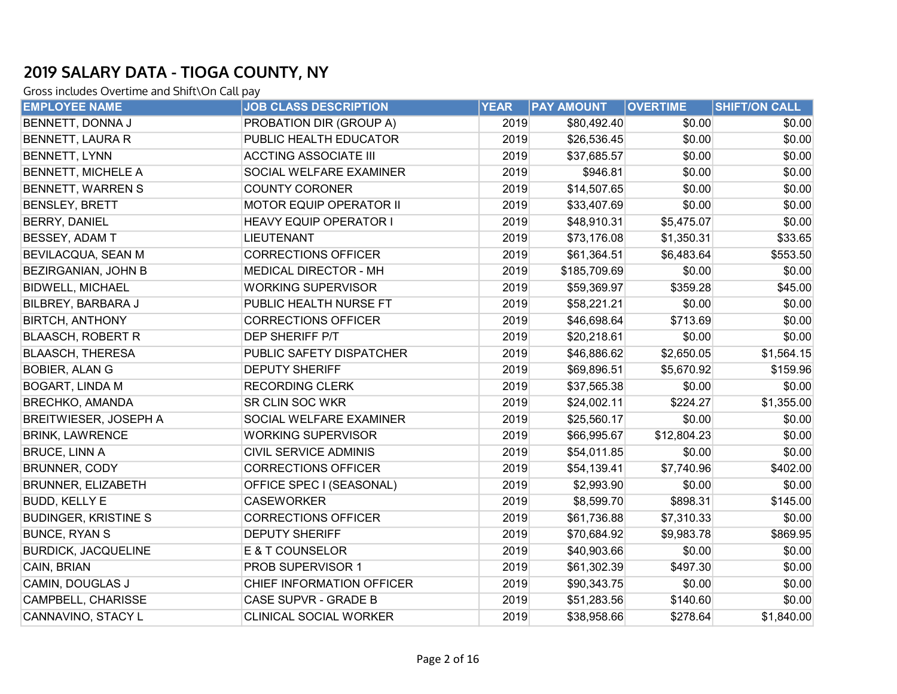## 2019 SALARY DATA - TIOGA COUNTY, NY

Gross includes Overtime and Shift\On Call pay

| EMPLOYEE NAME | JOB CLASS DESCRIPTION | YEAR | PAY AMOUNT | OVERTIME | SHIFT/ON CALL |
|---|---|---|---|---|---|
| BENNETT, DONNA J | PROBATION DIR (GROUP A) | 2019 | $80,492.40 | $0.00 | $0.00 |
| BENNETT, LAURA R | PUBLIC HEALTH EDUCATOR | 2019 | $26,536.45 | $0.00 | $0.00 |
| BENNETT, LYNN | ACCTING ASSOCIATE III | 2019 | $37,685.57 | $0.00 | $0.00 |
| BENNETT, MICHELE A | SOCIAL WELFARE EXAMINER | 2019 | $946.81 | $0.00 | $0.00 |
| BENNETT, WARREN S | COUNTY CORONER | 2019 | $14,507.65 | $0.00 | $0.00 |
| BENSLEY, BRETT | MOTOR EQUIP OPERATOR II | 2019 | $33,407.69 | $0.00 | $0.00 |
| BERRY, DANIEL | HEAVY EQUIP OPERATOR I | 2019 | $48,910.31 | $5,475.07 | $0.00 |
| BESSEY, ADAM T | LIEUTENANT | 2019 | $73,176.08 | $1,350.31 | $33.65 |
| BEVILACQUA, SEAN M | CORRECTIONS OFFICER | 2019 | $61,364.51 | $6,483.64 | $553.50 |
| BEZIRGANIAN, JOHN B | MEDICAL DIRECTOR - MH | 2019 | $185,709.69 | $0.00 | $0.00 |
| BIDWELL, MICHAEL | WORKING SUPERVISOR | 2019 | $59,369.97 | $359.28 | $45.00 |
| BILBREY, BARBARA J | PUBLIC HEALTH NURSE FT | 2019 | $58,221.21 | $0.00 | $0.00 |
| BIRTCH, ANTHONY | CORRECTIONS OFFICER | 2019 | $46,698.64 | $713.69 | $0.00 |
| BLAASCH, ROBERT R | DEP SHERIFF P/T | 2019 | $20,218.61 | $0.00 | $0.00 |
| BLAASCH, THERESA | PUBLIC SAFETY DISPATCHER | 2019 | $46,886.62 | $2,650.05 | $1,564.15 |
| BOBIER, ALAN G | DEPUTY SHERIFF | 2019 | $69,896.51 | $5,670.92 | $159.96 |
| BOGART, LINDA M | RECORDING CLERK | 2019 | $37,565.38 | $0.00 | $0.00 |
| BRECHKO, AMANDA | SR CLIN SOC WKR | 2019 | $24,002.11 | $224.27 | $1,355.00 |
| BREITWIESER, JOSEPH A | SOCIAL WELFARE EXAMINER | 2019 | $25,560.17 | $0.00 | $0.00 |
| BRINK, LAWRENCE | WORKING SUPERVISOR | 2019 | $66,995.67 | $12,804.23 | $0.00 |
| BRUCE, LINN A | CIVIL SERVICE ADMINIS | 2019 | $54,011.85 | $0.00 | $0.00 |
| BRUNNER, CODY | CORRECTIONS OFFICER | 2019 | $54,139.41 | $7,740.96 | $402.00 |
| BRUNNER, ELIZABETH | OFFICE SPEC I (SEASONAL) | 2019 | $2,993.90 | $0.00 | $0.00 |
| BUDD, KELLY E | CASEWORKER | 2019 | $8,599.70 | $898.31 | $145.00 |
| BUDINGER, KRISTINE S | CORRECTIONS OFFICER | 2019 | $61,736.88 | $7,310.33 | $0.00 |
| BUNCE, RYAN S | DEPUTY SHERIFF | 2019 | $70,684.92 | $9,983.78 | $869.95 |
| BURDICK, JACQUELINE | E & T COUNSELOR | 2019 | $40,903.66 | $0.00 | $0.00 |
| CAIN, BRIAN | PROB SUPERVISOR 1 | 2019 | $61,302.39 | $497.30 | $0.00 |
| CAMIN, DOUGLAS J | CHIEF INFORMATION OFFICER | 2019 | $90,343.75 | $0.00 | $0.00 |
| CAMPBELL, CHARISSE | CASE SUPVR - GRADE B | 2019 | $51,283.56 | $140.60 | $0.00 |
| CANNAVINO, STACY L | CLINICAL SOCIAL WORKER | 2019 | $38,958.66 | $278.64 | $1,840.00 |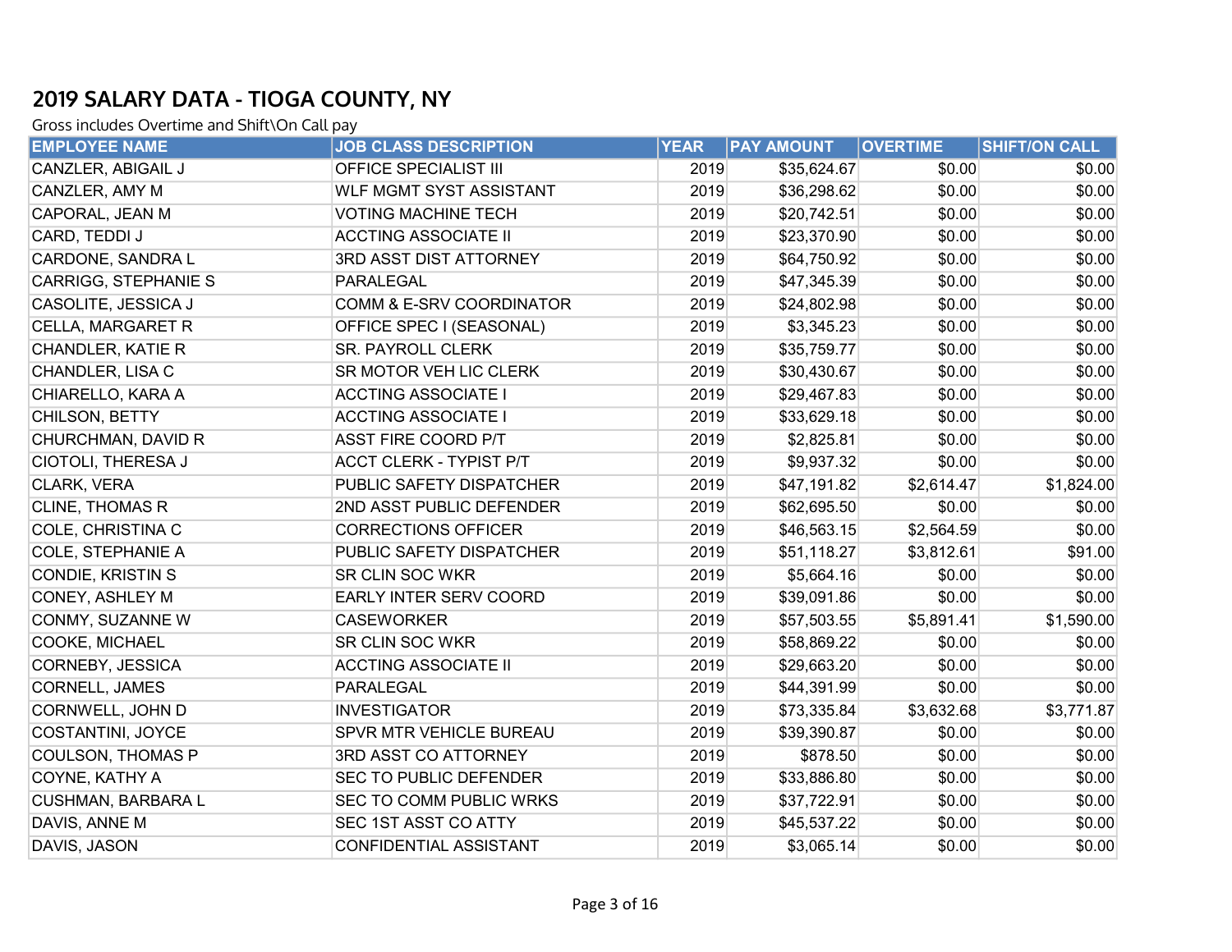## 2019 SALARY DATA - TIOGA COUNTY, NY

Gross includes Overtime and Shift\On Call pay

| EMPLOYEE NAME | JOB CLASS DESCRIPTION | YEAR | PAY AMOUNT | OVERTIME | SHIFT/ON CALL |
|---|---|---|---|---|---|
| CANZLER, ABIGAIL J | OFFICE SPECIALIST III | 2019 | $35,624.67 | $0.00 | $0.00 |
| CANZLER, AMY M | WLF MGMT SYST ASSISTANT | 2019 | $36,298.62 | $0.00 | $0.00 |
| CAPORAL, JEAN M | VOTING MACHINE TECH | 2019 | $20,742.51 | $0.00 | $0.00 |
| CARD, TEDDI J | ACCTING ASSOCIATE II | 2019 | $23,370.90 | $0.00 | $0.00 |
| CARDONE, SANDRA L | 3RD ASST DIST ATTORNEY | 2019 | $64,750.92 | $0.00 | $0.00 |
| CARRIGG, STEPHANIE S | PARALEGAL | 2019 | $47,345.39 | $0.00 | $0.00 |
| CASOLITE, JESSICA J | COMM & E-SRV COORDINATOR | 2019 | $24,802.98 | $0.00 | $0.00 |
| CELLA, MARGARET R | OFFICE SPEC I (SEASONAL) | 2019 | $3,345.23 | $0.00 | $0.00 |
| CHANDLER, KATIE R | SR. PAYROLL CLERK | 2019 | $35,759.77 | $0.00 | $0.00 |
| CHANDLER, LISA C | SR MOTOR VEH LIC CLERK | 2019 | $30,430.67 | $0.00 | $0.00 |
| CHIARELLO, KARA A | ACCTING ASSOCIATE I | 2019 | $29,467.83 | $0.00 | $0.00 |
| CHILSON, BETTY | ACCTING ASSOCIATE I | 2019 | $33,629.18 | $0.00 | $0.00 |
| CHURCHMAN, DAVID R | ASST FIRE COORD P/T | 2019 | $2,825.81 | $0.00 | $0.00 |
| CIOTOLI, THERESA J | ACCT CLERK - TYPIST P/T | 2019 | $9,937.32 | $0.00 | $0.00 |
| CLARK, VERA | PUBLIC SAFETY DISPATCHER | 2019 | $47,191.82 | $2,614.47 | $1,824.00 |
| CLINE, THOMAS R | 2ND ASST PUBLIC DEFENDER | 2019 | $62,695.50 | $0.00 | $0.00 |
| COLE, CHRISTINA C | CORRECTIONS OFFICER | 2019 | $46,563.15 | $2,564.59 | $0.00 |
| COLE, STEPHANIE A | PUBLIC SAFETY DISPATCHER | 2019 | $51,118.27 | $3,812.61 | $91.00 |
| CONDIE, KRISTIN S | SR CLIN SOC WKR | 2019 | $5,664.16 | $0.00 | $0.00 |
| CONEY, ASHLEY M | EARLY INTER SERV COORD | 2019 | $39,091.86 | $0.00 | $0.00 |
| CONMY, SUZANNE W | CASEWORKER | 2019 | $57,503.55 | $5,891.41 | $1,590.00 |
| COOKE, MICHAEL | SR CLIN SOC WKR | 2019 | $58,869.22 | $0.00 | $0.00 |
| CORNEBY, JESSICA | ACCTING ASSOCIATE II | 2019 | $29,663.20 | $0.00 | $0.00 |
| CORNELL, JAMES | PARALEGAL | 2019 | $44,391.99 | $0.00 | $0.00 |
| CORNWELL, JOHN D | INVESTIGATOR | 2019 | $73,335.84 | $3,632.68 | $3,771.87 |
| COSTANTINI, JOYCE | SPVR MTR VEHICLE BUREAU | 2019 | $39,390.87 | $0.00 | $0.00 |
| COULSON, THOMAS P | 3RD ASST CO ATTORNEY | 2019 | $878.50 | $0.00 | $0.00 |
| COYNE, KATHY A | SEC TO PUBLIC DEFENDER | 2019 | $33,886.80 | $0.00 | $0.00 |
| CUSHMAN, BARBARA L | SEC TO COMM PUBLIC WRKS | 2019 | $37,722.91 | $0.00 | $0.00 |
| DAVIS, ANNE M | SEC 1ST ASST CO ATTY | 2019 | $45,537.22 | $0.00 | $0.00 |
| DAVIS, JASON | CONFIDENTIAL ASSISTANT | 2019 | $3,065.14 | $0.00 | $0.00 |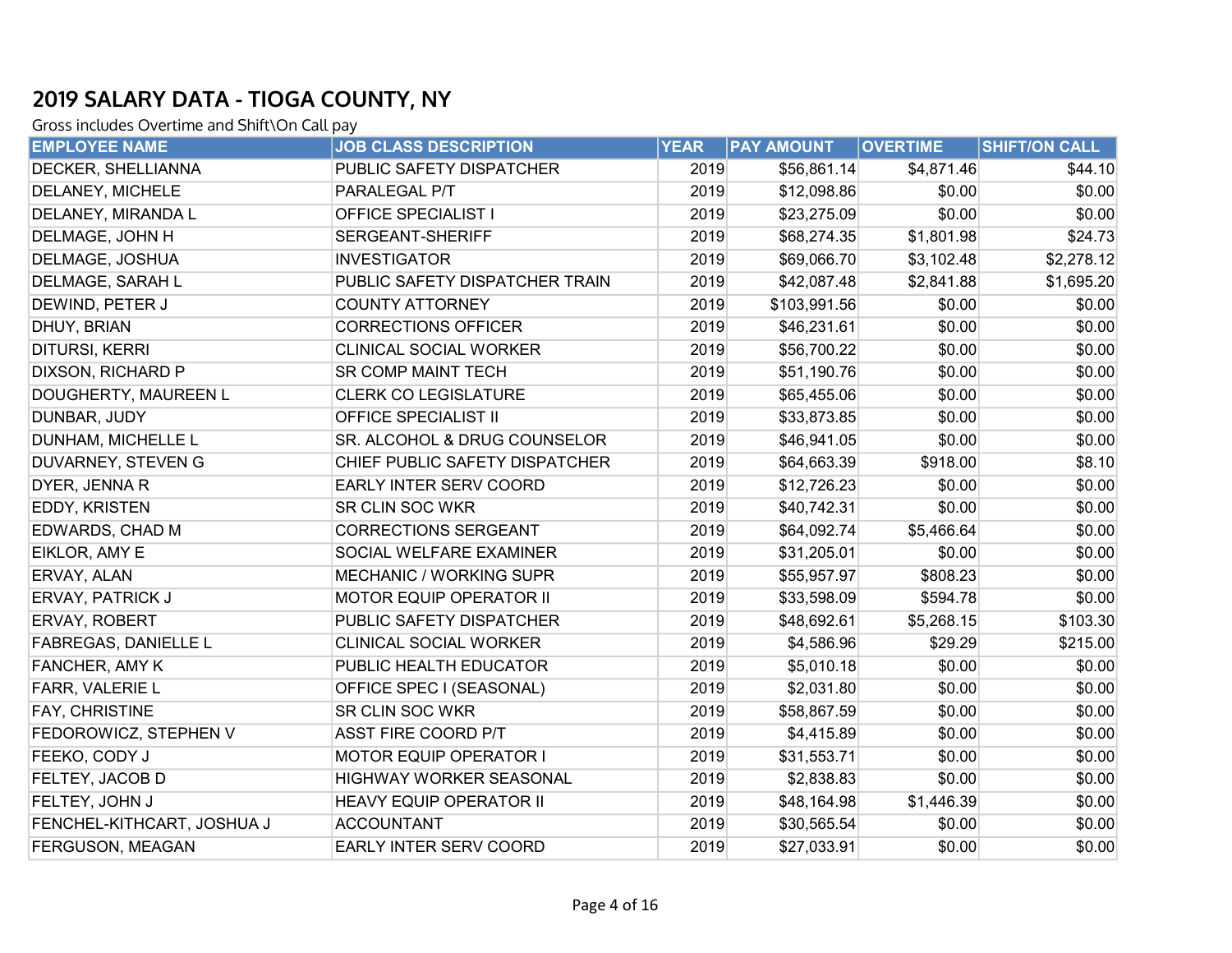# 2019 SALARY DATA - TIOGA COUNTY, NY

Gross includes Overtime and Shift\On Call pay

| EMPLOYEE NAME | JOB CLASS DESCRIPTION | YEAR | PAY AMOUNT | OVERTIME | SHIFT/ON CALL |
|---|---|---|---|---|---|
| DECKER, SHELLIANNA | PUBLIC SAFETY DISPATCHER | 2019 | $56,861.14 | $4,871.46 | $44.10 |
| DELANEY, MICHELE | PARALEGAL P/T | 2019 | $12,098.86 | $0.00 | $0.00 |
| DELANEY, MIRANDA L | OFFICE SPECIALIST I | 2019 | $23,275.09 | $0.00 | $0.00 |
| DELMAGE, JOHN H | SERGEANT-SHERIFF | 2019 | $68,274.35 | $1,801.98 | $24.73 |
| DELMAGE, JOSHUA | INVESTIGATOR | 2019 | $69,066.70 | $3,102.48 | $2,278.12 |
| DELMAGE, SARAH L | PUBLIC SAFETY DISPATCHER TRAIN | 2019 | $42,087.48 | $2,841.88 | $1,695.20 |
| DEWIND, PETER J | COUNTY ATTORNEY | 2019 | $103,991.56 | $0.00 | $0.00 |
| DHUY, BRIAN | CORRECTIONS OFFICER | 2019 | $46,231.61 | $0.00 | $0.00 |
| DITURSI, KERRI | CLINICAL SOCIAL WORKER | 2019 | $56,700.22 | $0.00 | $0.00 |
| DIXSON, RICHARD P | SR COMP MAINT TECH | 2019 | $51,190.76 | $0.00 | $0.00 |
| DOUGHERTY, MAUREEN L | CLERK CO LEGISLATURE | 2019 | $65,455.06 | $0.00 | $0.00 |
| DUNBAR, JUDY | OFFICE SPECIALIST II | 2019 | $33,873.85 | $0.00 | $0.00 |
| DUNHAM, MICHELLE L | SR. ALCOHOL & DRUG COUNSELOR | 2019 | $46,941.05 | $0.00 | $0.00 |
| DUVARNEY, STEVEN G | CHIEF PUBLIC SAFETY DISPATCHER | 2019 | $64,663.39 | $918.00 | $8.10 |
| DYER, JENNA R | EARLY INTER SERV COORD | 2019 | $12,726.23 | $0.00 | $0.00 |
| EDDY, KRISTEN | SR CLIN SOC WKR | 2019 | $40,742.31 | $0.00 | $0.00 |
| EDWARDS, CHAD M | CORRECTIONS SERGEANT | 2019 | $64,092.74 | $5,466.64 | $0.00 |
| EIKLOR, AMY E | SOCIAL WELFARE EXAMINER | 2019 | $31,205.01 | $0.00 | $0.00 |
| ERVAY, ALAN | MECHANIC / WORKING SUPR | 2019 | $55,957.97 | $808.23 | $0.00 |
| ERVAY, PATRICK J | MOTOR EQUIP OPERATOR II | 2019 | $33,598.09 | $594.78 | $0.00 |
| ERVAY, ROBERT | PUBLIC SAFETY DISPATCHER | 2019 | $48,692.61 | $5,268.15 | $103.30 |
| FABREGAS, DANIELLE L | CLINICAL SOCIAL WORKER | 2019 | $4,586.96 | $29.29 | $215.00 |
| FANCHER, AMY K | PUBLIC HEALTH EDUCATOR | 2019 | $5,010.18 | $0.00 | $0.00 |
| FARR, VALERIE L | OFFICE SPEC I (SEASONAL) | 2019 | $2,031.80 | $0.00 | $0.00 |
| FAY, CHRISTINE | SR CLIN SOC WKR | 2019 | $58,867.59 | $0.00 | $0.00 |
| FEDOROWICZ, STEPHEN V | ASST FIRE COORD P/T | 2019 | $4,415.89 | $0.00 | $0.00 |
| FEEKO, CODY J | MOTOR EQUIP OPERATOR I | 2019 | $31,553.71 | $0.00 | $0.00 |
| FELTEY, JACOB D | HIGHWAY WORKER SEASONAL | 2019 | $2,838.83 | $0.00 | $0.00 |
| FELTEY, JOHN J | HEAVY EQUIP OPERATOR II | 2019 | $48,164.98 | $1,446.39 | $0.00 |
| FENCHEL-KITHCART, JOSHUA J | ACCOUNTANT | 2019 | $30,565.54 | $0.00 | $0.00 |
| FERGUSON, MEAGAN | EARLY INTER SERV COORD | 2019 | $27,033.91 | $0.00 | $0.00 |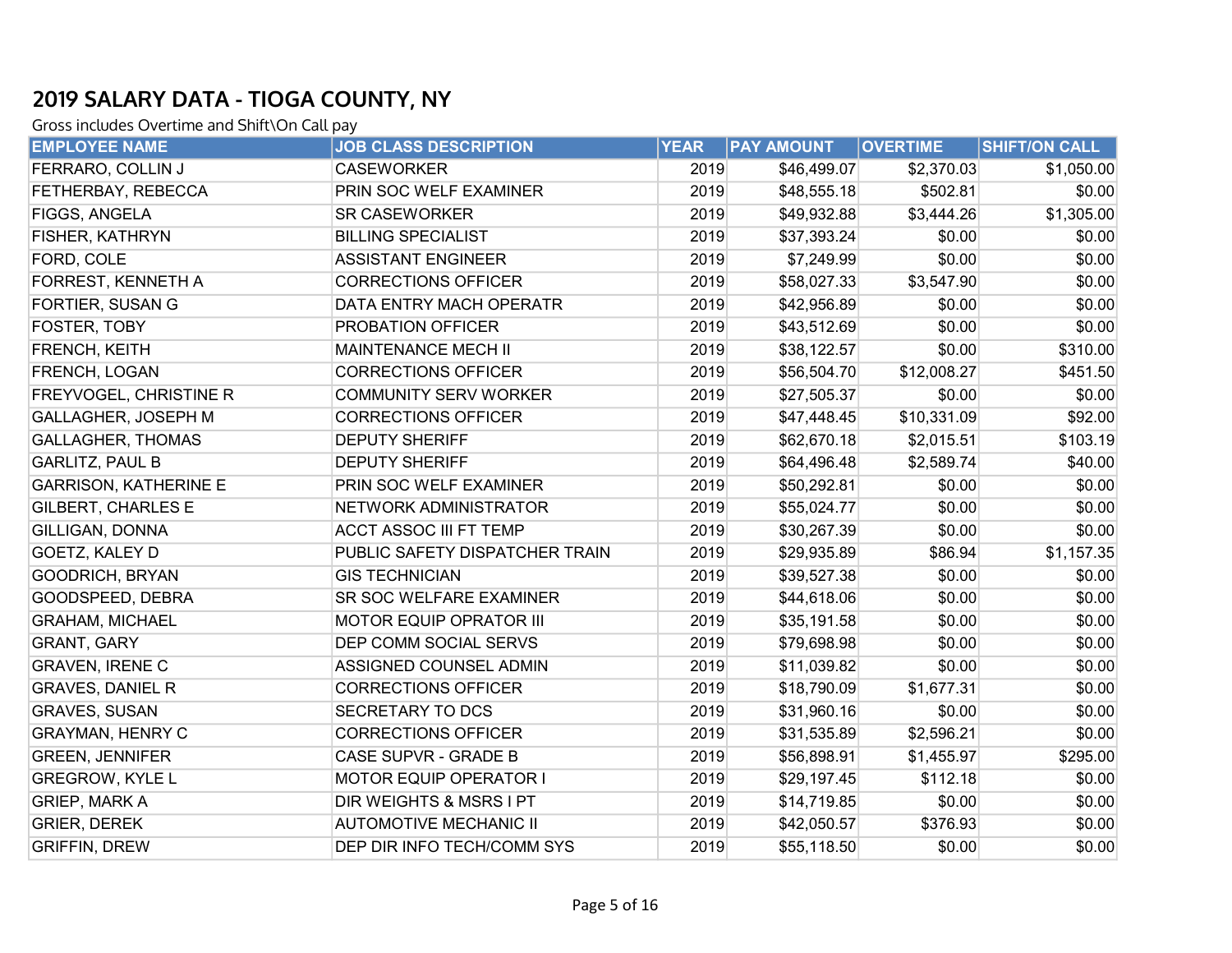# 2019 SALARY DATA - TIOGA COUNTY, NY

Gross includes Overtime and Shift\On Call pay

| EMPLOYEE NAME | JOB CLASS DESCRIPTION | YEAR | PAY AMOUNT | OVERTIME | SHIFT/ON CALL |
|---|---|---|---|---|---|
| FERRARO, COLLIN J | CASEWORKER | 2019 | $46,499.07 | $2,370.03 | $1,050.00 |
| FETHERBAY, REBECCA | PRIN SOC WELF EXAMINER | 2019 | $48,555.18 | $502.81 | $0.00 |
| FIGGS, ANGELA | SR CASEWORKER | 2019 | $49,932.88 | $3,444.26 | $1,305.00 |
| FISHER, KATHRYN | BILLING SPECIALIST | 2019 | $37,393.24 | $0.00 | $0.00 |
| FORD, COLE | ASSISTANT ENGINEER | 2019 | $7,249.99 | $0.00 | $0.00 |
| FORREST, KENNETH A | CORRECTIONS OFFICER | 2019 | $58,027.33 | $3,547.90 | $0.00 |
| FORTIER, SUSAN G | DATA ENTRY MACH OPERATR | 2019 | $42,956.89 | $0.00 | $0.00 |
| FOSTER, TOBY | PROBATION OFFICER | 2019 | $43,512.69 | $0.00 | $0.00 |
| FRENCH, KEITH | MAINTENANCE MECH II | 2019 | $38,122.57 | $0.00 | $310.00 |
| FRENCH, LOGAN | CORRECTIONS OFFICER | 2019 | $56,504.70 | $12,008.27 | $451.50 |
| FREYVOGEL, CHRISTINE R | COMMUNITY SERV WORKER | 2019 | $27,505.37 | $0.00 | $0.00 |
| GALLAGHER, JOSEPH M | CORRECTIONS OFFICER | 2019 | $47,448.45 | $10,331.09 | $92.00 |
| GALLAGHER, THOMAS | DEPUTY SHERIFF | 2019 | $62,670.18 | $2,015.51 | $103.19 |
| GARLITZ, PAUL B | DEPUTY SHERIFF | 2019 | $64,496.48 | $2,589.74 | $40.00 |
| GARRISON, KATHERINE E | PRIN SOC WELF EXAMINER | 2019 | $50,292.81 | $0.00 | $0.00 |
| GILBERT, CHARLES E | NETWORK ADMINISTRATOR | 2019 | $55,024.77 | $0.00 | $0.00 |
| GILLIGAN, DONNA | ACCT ASSOC III FT TEMP | 2019 | $30,267.39 | $0.00 | $0.00 |
| GOETZ, KALEY D | PUBLIC SAFETY DISPATCHER TRAIN | 2019 | $29,935.89 | $86.94 | $1,157.35 |
| GOODRICH, BRYAN | GIS TECHNICIAN | 2019 | $39,527.38 | $0.00 | $0.00 |
| GOODSPEED, DEBRA | SR SOC WELFARE EXAMINER | 2019 | $44,618.06 | $0.00 | $0.00 |
| GRAHAM, MICHAEL | MOTOR EQUIP OPRATOR III | 2019 | $35,191.58 | $0.00 | $0.00 |
| GRANT, GARY | DEP COMM SOCIAL SERVS | 2019 | $79,698.98 | $0.00 | $0.00 |
| GRAVEN, IRENE C | ASSIGNED COUNSEL ADMIN | 2019 | $11,039.82 | $0.00 | $0.00 |
| GRAVES, DANIEL R | CORRECTIONS OFFICER | 2019 | $18,790.09 | $1,677.31 | $0.00 |
| GRAVES, SUSAN | SECRETARY TO DCS | 2019 | $31,960.16 | $0.00 | $0.00 |
| GRAYMAN, HENRY C | CORRECTIONS OFFICER | 2019 | $31,535.89 | $2,596.21 | $0.00 |
| GREEN, JENNIFER | CASE SUPVR - GRADE B | 2019 | $56,898.91 | $1,455.97 | $295.00 |
| GREGROW, KYLE L | MOTOR EQUIP OPERATOR I | 2019 | $29,197.45 | $112.18 | $0.00 |
| GRIEP, MARK A | DIR WEIGHTS & MSRS I PT | 2019 | $14,719.85 | $0.00 | $0.00 |
| GRIER, DEREK | AUTOMOTIVE MECHANIC II | 2019 | $42,050.57 | $376.93 | $0.00 |
| GRIFFIN, DREW | DEP DIR INFO TECH/COMM SYS | 2019 | $55,118.50 | $0.00 | $0.00 |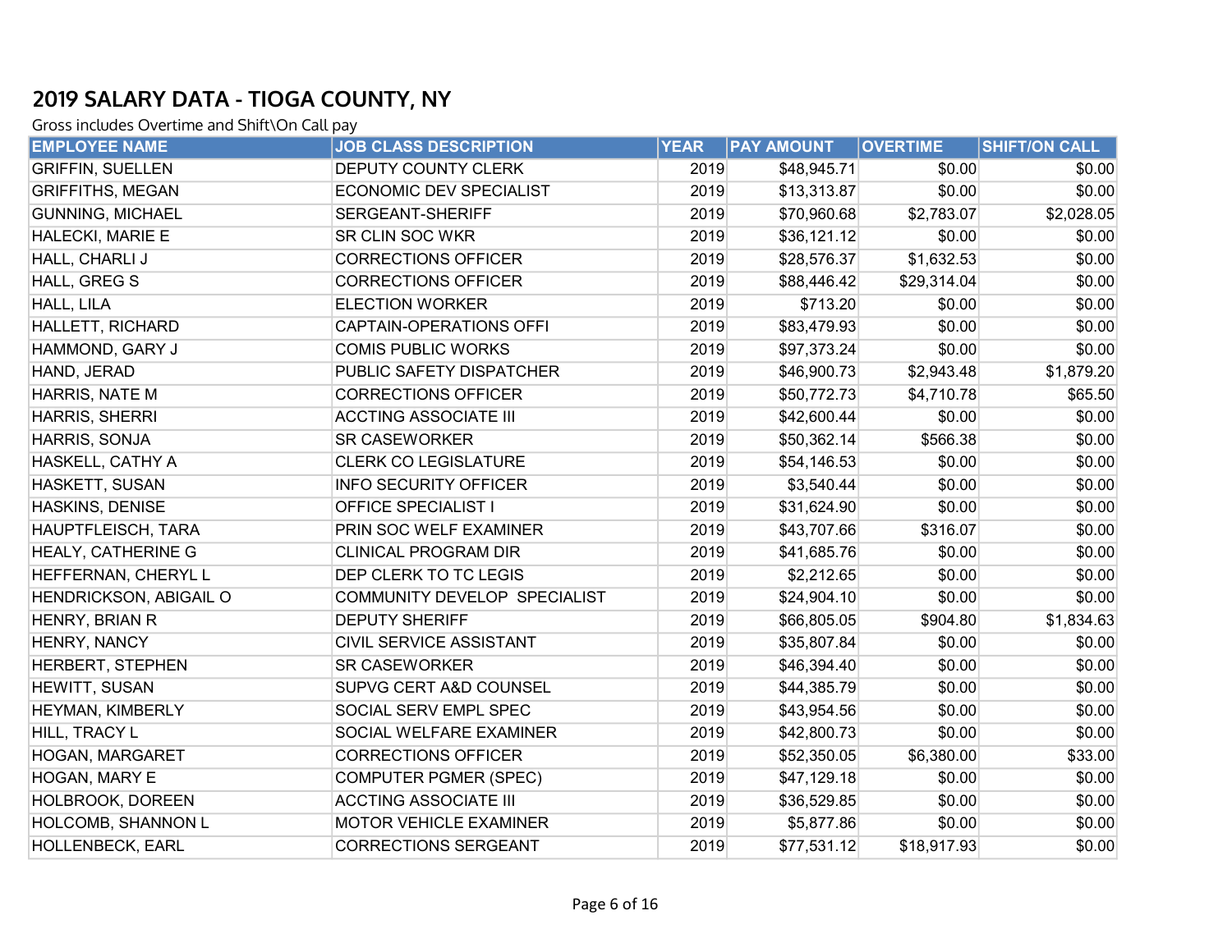## 2019 SALARY DATA - TIOGA COUNTY, NY

Gross includes Overtime and Shift\On Call pay

| EMPLOYEE NAME | JOB CLASS DESCRIPTION | YEAR | PAY AMOUNT | OVERTIME | SHIFT/ON CALL |
|---|---|---|---|---|---|
| GRIFFIN, SUELLEN | DEPUTY COUNTY CLERK | 2019 | $48,945.71 | $0.00 | $0.00 |
| GRIFFITHS, MEGAN | ECONOMIC DEV SPECIALIST | 2019 | $13,313.87 | $0.00 | $0.00 |
| GUNNING, MICHAEL | SERGEANT-SHERIFF | 2019 | $70,960.68 | $2,783.07 | $2,028.05 |
| HALECKI, MARIE E | SR CLIN SOC WKR | 2019 | $36,121.12 | $0.00 | $0.00 |
| HALL, CHARLI J | CORRECTIONS OFFICER | 2019 | $28,576.37 | $1,632.53 | $0.00 |
| HALL, GREG S | CORRECTIONS OFFICER | 2019 | $88,446.42 | $29,314.04 | $0.00 |
| HALL, LILA | ELECTION WORKER | 2019 | $713.20 | $0.00 | $0.00 |
| HALLETT, RICHARD | CAPTAIN-OPERATIONS OFFI | 2019 | $83,479.93 | $0.00 | $0.00 |
| HAMMOND, GARY J | COMIS PUBLIC WORKS | 2019 | $97,373.24 | $0.00 | $0.00 |
| HAND, JERAD | PUBLIC SAFETY DISPATCHER | 2019 | $46,900.73 | $2,943.48 | $1,879.20 |
| HARRIS, NATE M | CORRECTIONS OFFICER | 2019 | $50,772.73 | $4,710.78 | $65.50 |
| HARRIS, SHERRI | ACCTING ASSOCIATE III | 2019 | $42,600.44 | $0.00 | $0.00 |
| HARRIS, SONJA | SR CASEWORKER | 2019 | $50,362.14 | $566.38 | $0.00 |
| HASKELL, CATHY A | CLERK CO LEGISLATURE | 2019 | $54,146.53 | $0.00 | $0.00 |
| HASKETT, SUSAN | INFO SECURITY OFFICER | 2019 | $3,540.44 | $0.00 | $0.00 |
| HASKINS, DENISE | OFFICE SPECIALIST I | 2019 | $31,624.90 | $0.00 | $0.00 |
| HAUPTFLEISCH, TARA | PRIN SOC WELF EXAMINER | 2019 | $43,707.66 | $316.07 | $0.00 |
| HEALY, CATHERINE G | CLINICAL PROGRAM DIR | 2019 | $41,685.76 | $0.00 | $0.00 |
| HEFFERNAN, CHERYL L | DEP CLERK TO TC LEGIS | 2019 | $2,212.65 | $0.00 | $0.00 |
| HENDRICKSON, ABIGAIL O | COMMUNITY DEVELOP SPECIALIST | 2019 | $24,904.10 | $0.00 | $0.00 |
| HENRY, BRIAN R | DEPUTY SHERIFF | 2019 | $66,805.05 | $904.80 | $1,834.63 |
| HENRY, NANCY | CIVIL SERVICE ASSISTANT | 2019 | $35,807.84 | $0.00 | $0.00 |
| HERBERT, STEPHEN | SR CASEWORKER | 2019 | $46,394.40 | $0.00 | $0.00 |
| HEWITT, SUSAN | SUPVG CERT A&D COUNSEL | 2019 | $44,385.79 | $0.00 | $0.00 |
| HEYMAN, KIMBERLY | SOCIAL SERV EMPL SPEC | 2019 | $43,954.56 | $0.00 | $0.00 |
| HILL, TRACY L | SOCIAL WELFARE EXAMINER | 2019 | $42,800.73 | $0.00 | $0.00 |
| HOGAN, MARGARET | CORRECTIONS OFFICER | 2019 | $52,350.05 | $6,380.00 | $33.00 |
| HOGAN, MARY E | COMPUTER PGMER (SPEC) | 2019 | $47,129.18 | $0.00 | $0.00 |
| HOLBROOK, DOREEN | ACCTING ASSOCIATE III | 2019 | $36,529.85 | $0.00 | $0.00 |
| HOLCOMB, SHANNON L | MOTOR VEHICLE EXAMINER | 2019 | $5,877.86 | $0.00 | $0.00 |
| HOLLENBECK, EARL | CORRECTIONS SERGEANT | 2019 | $77,531.12 | $18,917.93 | $0.00 |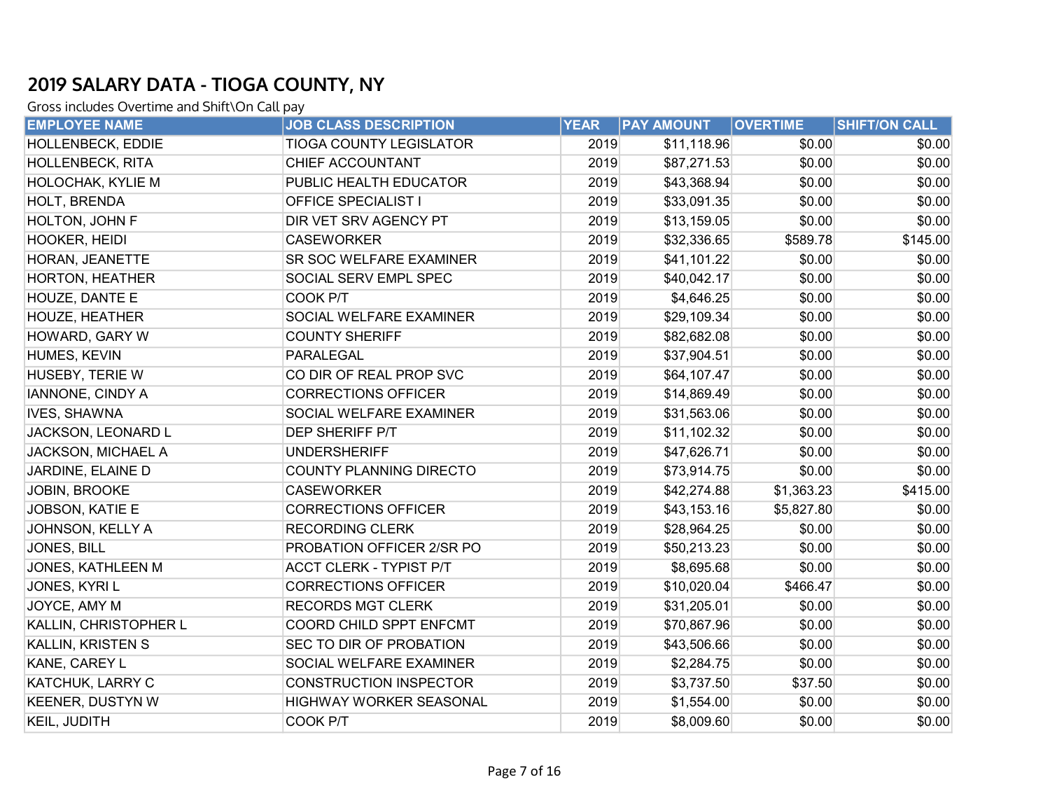## 2019 SALARY DATA - TIOGA COUNTY, NY

Gross includes Overtime and Shift\On Call pay

| EMPLOYEE NAME | JOB CLASS DESCRIPTION | YEAR | PAY AMOUNT | OVERTIME | SHIFT/ON CALL |
|---|---|---|---|---|---|
| HOLLENBECK, EDDIE | TIOGA COUNTY LEGISLATOR | 2019 | $11,118.96 | $0.00 | $0.00 |
| HOLLENBECK, RITA | CHIEF ACCOUNTANT | 2019 | $87,271.53 | $0.00 | $0.00 |
| HOLOCHAK, KYLIE M | PUBLIC HEALTH EDUCATOR | 2019 | $43,368.94 | $0.00 | $0.00 |
| HOLT, BRENDA | OFFICE SPECIALIST I | 2019 | $33,091.35 | $0.00 | $0.00 |
| HOLTON, JOHN F | DIR VET SRV AGENCY PT | 2019 | $13,159.05 | $0.00 | $0.00 |
| HOOKER, HEIDI | CASEWORKER | 2019 | $32,336.65 | $589.78 | $145.00 |
| HORAN, JEANETTE | SR SOC WELFARE EXAMINER | 2019 | $41,101.22 | $0.00 | $0.00 |
| HORTON, HEATHER | SOCIAL SERV EMPL SPEC | 2019 | $40,042.17 | $0.00 | $0.00 |
| HOUZE, DANTE E | COOK P/T | 2019 | $4,646.25 | $0.00 | $0.00 |
| HOUZE, HEATHER | SOCIAL WELFARE EXAMINER | 2019 | $29,109.34 | $0.00 | $0.00 |
| HOWARD, GARY W | COUNTY SHERIFF | 2019 | $82,682.08 | $0.00 | $0.00 |
| HUMES, KEVIN | PARALEGAL | 2019 | $37,904.51 | $0.00 | $0.00 |
| HUSEBY, TERIE W | CO DIR OF REAL PROP SVC | 2019 | $64,107.47 | $0.00 | $0.00 |
| IANNONE, CINDY A | CORRECTIONS OFFICER | 2019 | $14,869.49 | $0.00 | $0.00 |
| IVES, SHAWNA | SOCIAL WELFARE EXAMINER | 2019 | $31,563.06 | $0.00 | $0.00 |
| JACKSON, LEONARD L | DEP SHERIFF P/T | 2019 | $11,102.32 | $0.00 | $0.00 |
| JACKSON, MICHAEL A | UNDERSHERIFF | 2019 | $47,626.71 | $0.00 | $0.00 |
| JARDINE, ELAINE D | COUNTY PLANNING DIRECTO | 2019 | $73,914.75 | $0.00 | $0.00 |
| JOBIN, BROOKE | CASEWORKER | 2019 | $42,274.88 | $1,363.23 | $415.00 |
| JOBSON, KATIE E | CORRECTIONS OFFICER | 2019 | $43,153.16 | $5,827.80 | $0.00 |
| JOHNSON, KELLY A | RECORDING CLERK | 2019 | $28,964.25 | $0.00 | $0.00 |
| JONES, BILL | PROBATION OFFICER 2/SR PO | 2019 | $50,213.23 | $0.00 | $0.00 |
| JONES, KATHLEEN M | ACCT CLERK - TYPIST P/T | 2019 | $8,695.68 | $0.00 | $0.00 |
| JONES, KYRI L | CORRECTIONS OFFICER | 2019 | $10,020.04 | $466.47 | $0.00 |
| JOYCE, AMY M | RECORDS MGT CLERK | 2019 | $31,205.01 | $0.00 | $0.00 |
| KALLIN, CHRISTOPHER L | COORD CHILD SPPT ENFCMT | 2019 | $70,867.96 | $0.00 | $0.00 |
| KALLIN, KRISTEN S | SEC TO DIR OF PROBATION | 2019 | $43,506.66 | $0.00 | $0.00 |
| KANE, CAREY L | SOCIAL WELFARE EXAMINER | 2019 | $2,284.75 | $0.00 | $0.00 |
| KATCHUK, LARRY C | CONSTRUCTION INSPECTOR | 2019 | $3,737.50 | $37.50 | $0.00 |
| KEENER, DUSTYN W | HIGHWAY WORKER SEASONAL | 2019 | $1,554.00 | $0.00 | $0.00 |
| KEIL, JUDITH | COOK P/T | 2019 | $8,009.60 | $0.00 | $0.00 |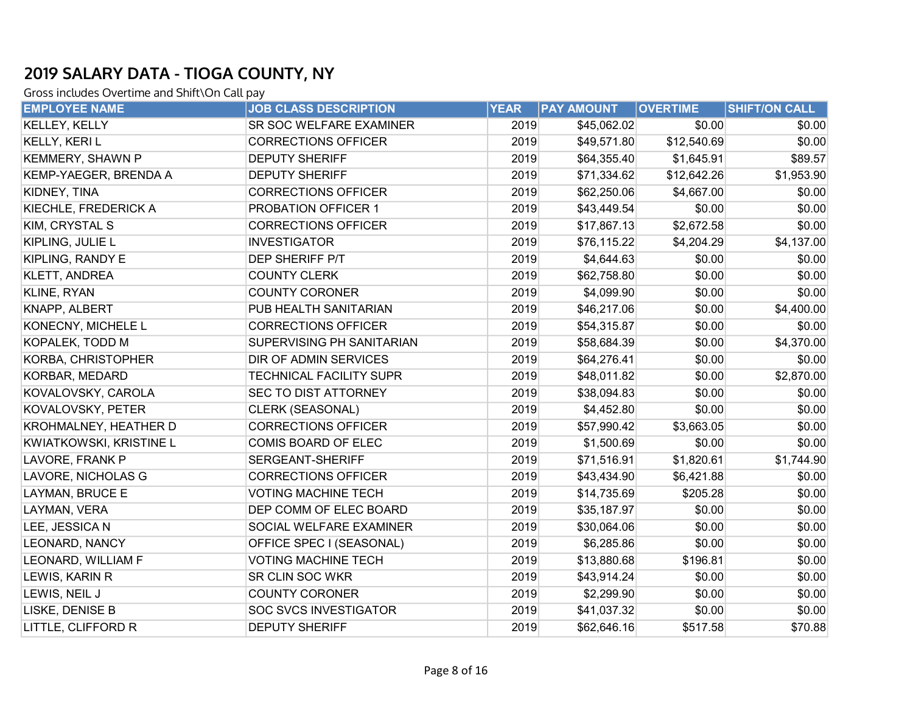## 2019 SALARY DATA - TIOGA COUNTY, NY

Gross includes Overtime and Shift\On Call pay

| EMPLOYEE NAME | JOB CLASS DESCRIPTION | YEAR | PAY AMOUNT | OVERTIME | SHIFT/ON CALL |
|---|---|---|---|---|---|
| KELLEY, KELLY | SR SOC WELFARE EXAMINER | 2019 | $45,062.02 | $0.00 | $0.00 |
| KELLY, KERI L | CORRECTIONS OFFICER | 2019 | $49,571.80 | $12,540.69 | $0.00 |
| KEMMERY, SHAWN P | DEPUTY SHERIFF | 2019 | $64,355.40 | $1,645.91 | $89.57 |
| KEMP-YAEGER, BRENDA A | DEPUTY SHERIFF | 2019 | $71,334.62 | $12,642.26 | $1,953.90 |
| KIDNEY, TINA | CORRECTIONS OFFICER | 2019 | $62,250.06 | $4,667.00 | $0.00 |
| KIECHLE, FREDERICK A | PROBATION OFFICER 1 | 2019 | $43,449.54 | $0.00 | $0.00 |
| KIM, CRYSTAL S | CORRECTIONS OFFICER | 2019 | $17,867.13 | $2,672.58 | $0.00 |
| KIPLING, JULIE L | INVESTIGATOR | 2019 | $76,115.22 | $4,204.29 | $4,137.00 |
| KIPLING, RANDY E | DEP SHERIFF P/T | 2019 | $4,644.63 | $0.00 | $0.00 |
| KLETT, ANDREA | COUNTY CLERK | 2019 | $62,758.80 | $0.00 | $0.00 |
| KLINE, RYAN | COUNTY CORONER | 2019 | $4,099.90 | $0.00 | $0.00 |
| KNAPP, ALBERT | PUB HEALTH SANITARIAN | 2019 | $46,217.06 | $0.00 | $4,400.00 |
| KONECNY, MICHELE L | CORRECTIONS OFFICER | 2019 | $54,315.87 | $0.00 | $0.00 |
| KOPALEK, TODD M | SUPERVISING PH SANITARIAN | 2019 | $58,684.39 | $0.00 | $4,370.00 |
| KORBA, CHRISTOPHER | DIR OF ADMIN SERVICES | 2019 | $64,276.41 | $0.00 | $0.00 |
| KORBAR, MEDARD | TECHNICAL FACILITY SUPR | 2019 | $48,011.82 | $0.00 | $2,870.00 |
| KOVALOVSKY, CAROLA | SEC TO DIST ATTORNEY | 2019 | $38,094.83 | $0.00 | $0.00 |
| KOVALOVSKY, PETER | CLERK (SEASONAL) | 2019 | $4,452.80 | $0.00 | $0.00 |
| KROHMALNEY, HEATHER D | CORRECTIONS OFFICER | 2019 | $57,990.42 | $3,663.05 | $0.00 |
| KWIATKOWSKI, KRISTINE L | COMIS BOARD OF ELEC | 2019 | $1,500.69 | $0.00 | $0.00 |
| LAVORE, FRANK P | SERGEANT-SHERIFF | 2019 | $71,516.91 | $1,820.61 | $1,744.90 |
| LAVORE, NICHOLAS G | CORRECTIONS OFFICER | 2019 | $43,434.90 | $6,421.88 | $0.00 |
| LAYMAN, BRUCE E | VOTING MACHINE TECH | 2019 | $14,735.69 | $205.28 | $0.00 |
| LAYMAN, VERA | DEP COMM OF ELEC BOARD | 2019 | $35,187.97 | $0.00 | $0.00 |
| LEE, JESSICA N | SOCIAL WELFARE EXAMINER | 2019 | $30,064.06 | $0.00 | $0.00 |
| LEONARD, NANCY | OFFICE SPEC I (SEASONAL) | 2019 | $6,285.86 | $0.00 | $0.00 |
| LEONARD, WILLIAM F | VOTING MACHINE TECH | 2019 | $13,880.68 | $196.81 | $0.00 |
| LEWIS, KARIN R | SR CLIN SOC WKR | 2019 | $43,914.24 | $0.00 | $0.00 |
| LEWIS, NEIL J | COUNTY CORONER | 2019 | $2,299.90 | $0.00 | $0.00 |
| LISKE, DENISE B | SOC SVCS INVESTIGATOR | 2019 | $41,037.32 | $0.00 | $0.00 |
| LITTLE, CLIFFORD R | DEPUTY SHERIFF | 2019 | $62,646.16 | $517.58 | $70.88 |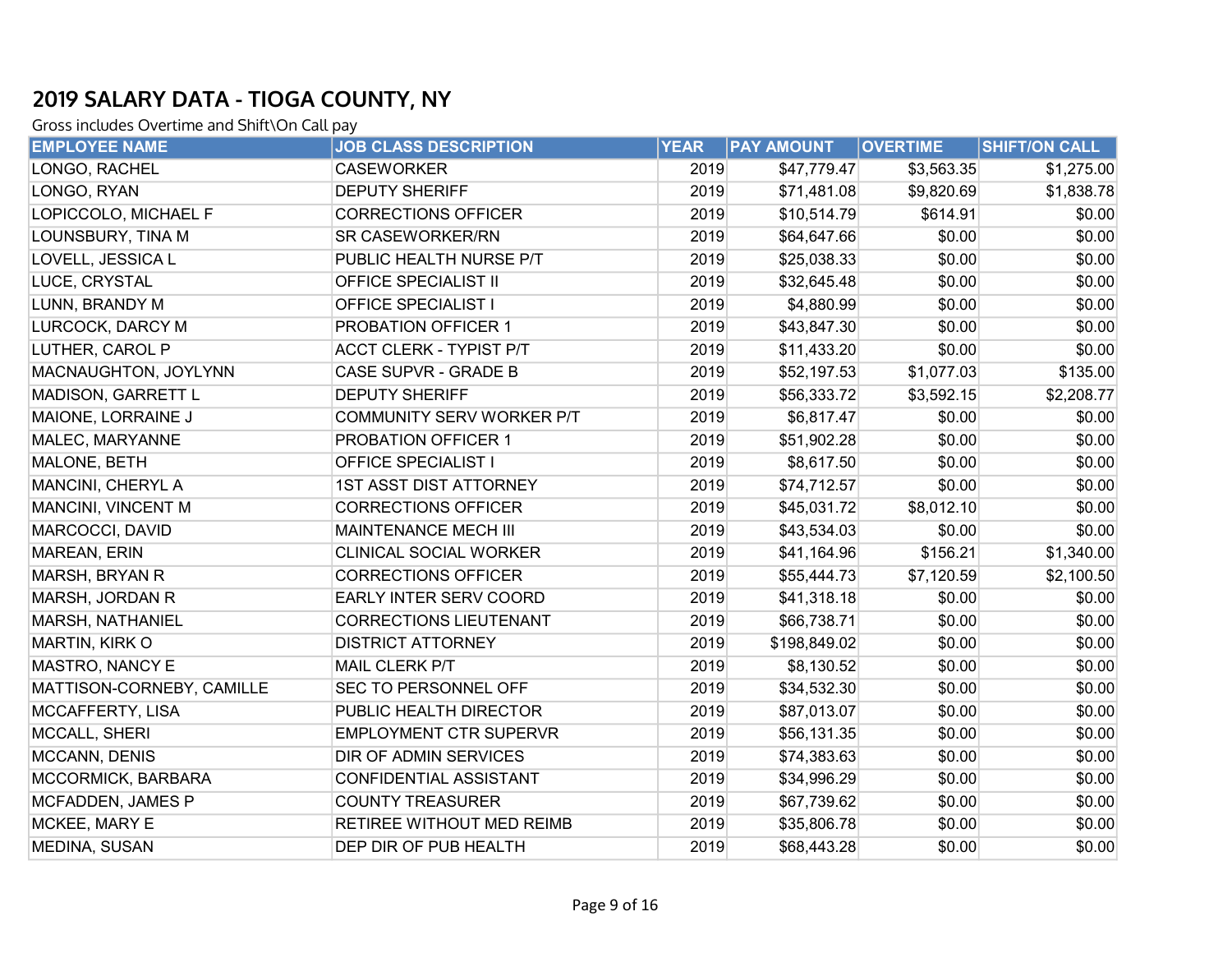## 2019 SALARY DATA - TIOGA COUNTY, NY

Gross includes Overtime and Shift\On Call pay

| EMPLOYEE NAME | JOB CLASS DESCRIPTION | YEAR | PAY AMOUNT | OVERTIME | SHIFT/ON CALL |
|---|---|---|---|---|---|
| LONGO, RACHEL | CASEWORKER | 2019 | $47,779.47 | $3,563.35 | $1,275.00 |
| LONGO, RYAN | DEPUTY SHERIFF | 2019 | $71,481.08 | $9,820.69 | $1,838.78 |
| LOPICCOLO, MICHAEL F | CORRECTIONS OFFICER | 2019 | $10,514.79 | $614.91 | $0.00 |
| LOUNSBURY, TINA M | SR CASEWORKER/RN | 2019 | $64,647.66 | $0.00 | $0.00 |
| LOVELL, JESSICA L | PUBLIC HEALTH NURSE P/T | 2019 | $25,038.33 | $0.00 | $0.00 |
| LUCE, CRYSTAL | OFFICE SPECIALIST II | 2019 | $32,645.48 | $0.00 | $0.00 |
| LUNN, BRANDY M | OFFICE SPECIALIST I | 2019 | $4,880.99 | $0.00 | $0.00 |
| LURCOCK, DARCY M | PROBATION OFFICER 1 | 2019 | $43,847.30 | $0.00 | $0.00 |
| LUTHER, CAROL P | ACCT CLERK - TYPIST P/T | 2019 | $11,433.20 | $0.00 | $0.00 |
| MACNAUGHTON, JOYLYNN | CASE SUPVR - GRADE B | 2019 | $52,197.53 | $1,077.03 | $135.00 |
| MADISON, GARRETT L | DEPUTY SHERIFF | 2019 | $56,333.72 | $3,592.15 | $2,208.77 |
| MAIONE, LORRAINE J | COMMUNITY SERV WORKER P/T | 2019 | $6,817.47 | $0.00 | $0.00 |
| MALEC, MARYANNE | PROBATION OFFICER 1 | 2019 | $51,902.28 | $0.00 | $0.00 |
| MALONE, BETH | OFFICE SPECIALIST I | 2019 | $8,617.50 | $0.00 | $0.00 |
| MANCINI, CHERYL A | 1ST ASST DIST ATTORNEY | 2019 | $74,712.57 | $0.00 | $0.00 |
| MANCINI, VINCENT M | CORRECTIONS OFFICER | 2019 | $45,031.72 | $8,012.10 | $0.00 |
| MARCOCCI, DAVID | MAINTENANCE MECH III | 2019 | $43,534.03 | $0.00 | $0.00 |
| MAREAN, ERIN | CLINICAL SOCIAL WORKER | 2019 | $41,164.96 | $156.21 | $1,340.00 |
| MARSH, BRYAN R | CORRECTIONS OFFICER | 2019 | $55,444.73 | $7,120.59 | $2,100.50 |
| MARSH, JORDAN R | EARLY INTER SERV COORD | 2019 | $41,318.18 | $0.00 | $0.00 |
| MARSH, NATHANIEL | CORRECTIONS LIEUTENANT | 2019 | $66,738.71 | $0.00 | $0.00 |
| MARTIN, KIRK O | DISTRICT ATTORNEY | 2019 | $198,849.02 | $0.00 | $0.00 |
| MASTRO, NANCY E | MAIL CLERK P/T | 2019 | $8,130.52 | $0.00 | $0.00 |
| MATTISON-CORNEBY, CAMILLE | SEC TO PERSONNEL OFF | 2019 | $34,532.30 | $0.00 | $0.00 |
| MCCAFFERTY, LISA | PUBLIC HEALTH DIRECTOR | 2019 | $87,013.07 | $0.00 | $0.00 |
| MCCALL, SHERI | EMPLOYMENT CTR SUPERVR | 2019 | $56,131.35 | $0.00 | $0.00 |
| MCCANN, DENIS | DIR OF ADMIN SERVICES | 2019 | $74,383.63 | $0.00 | $0.00 |
| MCCORMICK, BARBARA | CONFIDENTIAL ASSISTANT | 2019 | $34,996.29 | $0.00 | $0.00 |
| MCFADDEN, JAMES P | COUNTY TREASURER | 2019 | $67,739.62 | $0.00 | $0.00 |
| MCKEE, MARY E | RETIREE WITHOUT MED REIMB | 2019 | $35,806.78 | $0.00 | $0.00 |
| MEDINA, SUSAN | DEP DIR OF PUB HEALTH | 2019 | $68,443.28 | $0.00 | $0.00 |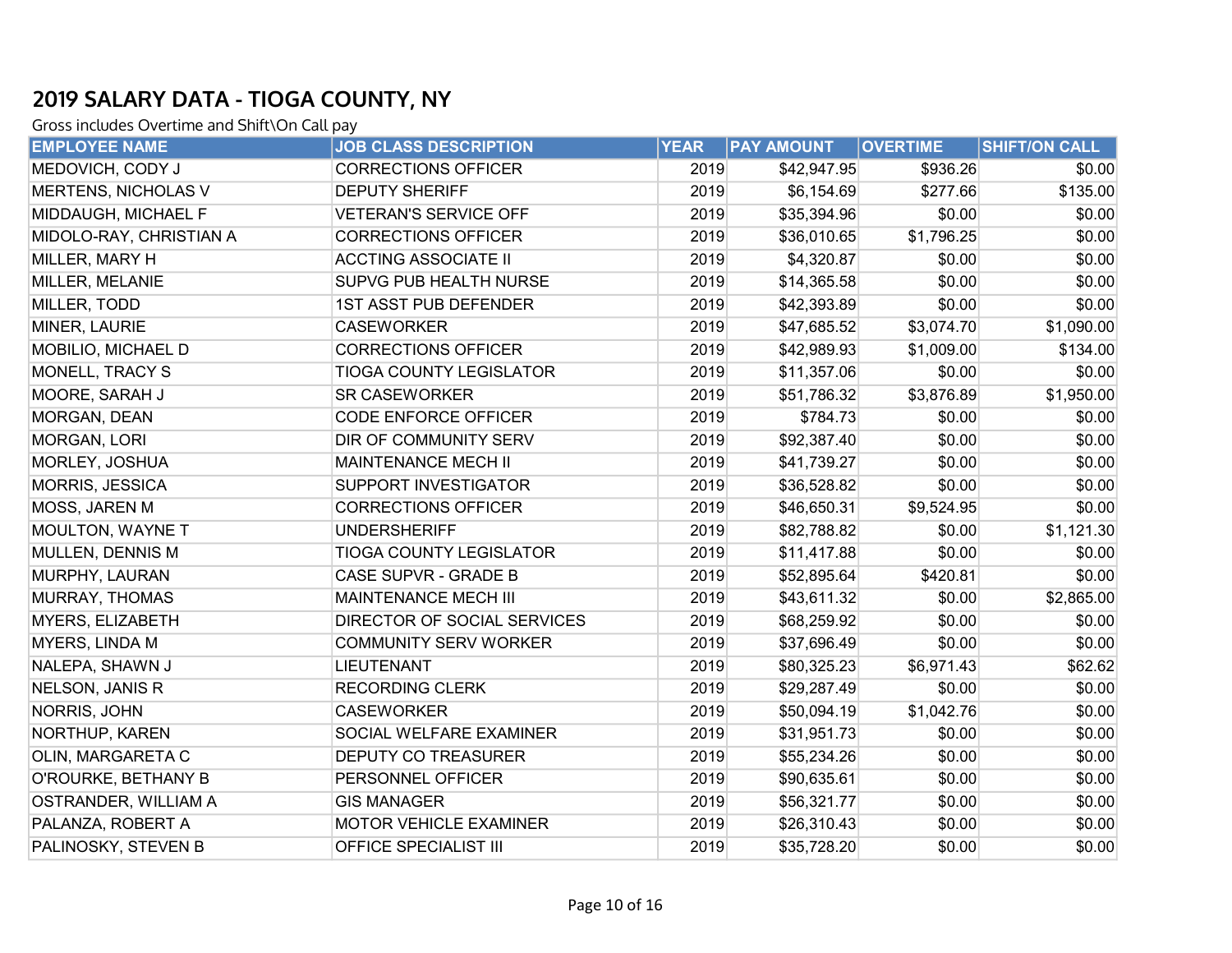# 2019 SALARY DATA - TIOGA COUNTY, NY

Gross includes Overtime and Shift\On Call pay

| EMPLOYEE NAME | JOB CLASS DESCRIPTION | YEAR | PAY AMOUNT | OVERTIME | SHIFT/ON CALL |
|---|---|---|---|---|---|
| MEDOVICH, CODY J | CORRECTIONS OFFICER | 2019 | $42,947.95 | $936.26 | $0.00 |
| MERTENS, NICHOLAS V | DEPUTY SHERIFF | 2019 | $6,154.69 | $277.66 | $135.00 |
| MIDDAUGH, MICHAEL F | VETERAN'S SERVICE OFF | 2019 | $35,394.96 | $0.00 | $0.00 |
| MIDOLO-RAY, CHRISTIAN A | CORRECTIONS OFFICER | 2019 | $36,010.65 | $1,796.25 | $0.00 |
| MILLER, MARY H | ACCTING ASSOCIATE II | 2019 | $4,320.87 | $0.00 | $0.00 |
| MILLER, MELANIE | SUPVG PUB HEALTH NURSE | 2019 | $14,365.58 | $0.00 | $0.00 |
| MILLER, TODD | 1ST ASST PUB DEFENDER | 2019 | $42,393.89 | $0.00 | $0.00 |
| MINER, LAURIE | CASEWORKER | 2019 | $47,685.52 | $3,074.70 | $1,090.00 |
| MOBILIO, MICHAEL D | CORRECTIONS OFFICER | 2019 | $42,989.93 | $1,009.00 | $134.00 |
| MONELL, TRACY S | TIOGA COUNTY LEGISLATOR | 2019 | $11,357.06 | $0.00 | $0.00 |
| MOORE, SARAH J | SR CASEWORKER | 2019 | $51,786.32 | $3,876.89 | $1,950.00 |
| MORGAN, DEAN | CODE ENFORCE OFFICER | 2019 | $784.73 | $0.00 | $0.00 |
| MORGAN, LORI | DIR OF COMMUNITY SERV | 2019 | $92,387.40 | $0.00 | $0.00 |
| MORLEY, JOSHUA | MAINTENANCE MECH II | 2019 | $41,739.27 | $0.00 | $0.00 |
| MORRIS, JESSICA | SUPPORT INVESTIGATOR | 2019 | $36,528.82 | $0.00 | $0.00 |
| MOSS, JAREN M | CORRECTIONS OFFICER | 2019 | $46,650.31 | $9,524.95 | $0.00 |
| MOULTON, WAYNE T | UNDERSHERIFF | 2019 | $82,788.82 | $0.00 | $1,121.30 |
| MULLEN, DENNIS M | TIOGA COUNTY LEGISLATOR | 2019 | $11,417.88 | $0.00 | $0.00 |
| MURPHY, LAURAN | CASE SUPVR - GRADE B | 2019 | $52,895.64 | $420.81 | $0.00 |
| MURRAY, THOMAS | MAINTENANCE MECH III | 2019 | $43,611.32 | $0.00 | $2,865.00 |
| MYERS, ELIZABETH | DIRECTOR OF SOCIAL SERVICES | 2019 | $68,259.92 | $0.00 | $0.00 |
| MYERS, LINDA M | COMMUNITY SERV WORKER | 2019 | $37,696.49 | $0.00 | $0.00 |
| NALEPA, SHAWN J | LIEUTENANT | 2019 | $80,325.23 | $6,971.43 | $62.62 |
| NELSON, JANIS R | RECORDING CLERK | 2019 | $29,287.49 | $0.00 | $0.00 |
| NORRIS, JOHN | CASEWORKER | 2019 | $50,094.19 | $1,042.76 | $0.00 |
| NORTHUP, KAREN | SOCIAL WELFARE EXAMINER | 2019 | $31,951.73 | $0.00 | $0.00 |
| OLIN, MARGARETA C | DEPUTY CO TREASURER | 2019 | $55,234.26 | $0.00 | $0.00 |
| O'ROURKE, BETHANY B | PERSONNEL OFFICER | 2019 | $90,635.61 | $0.00 | $0.00 |
| OSTRANDER, WILLIAM A | GIS MANAGER | 2019 | $56,321.77 | $0.00 | $0.00 |
| PALANZA, ROBERT A | MOTOR VEHICLE EXAMINER | 2019 | $26,310.43 | $0.00 | $0.00 |
| PALINOSKY, STEVEN B | OFFICE SPECIALIST III | 2019 | $35,728.20 | $0.00 | $0.00 |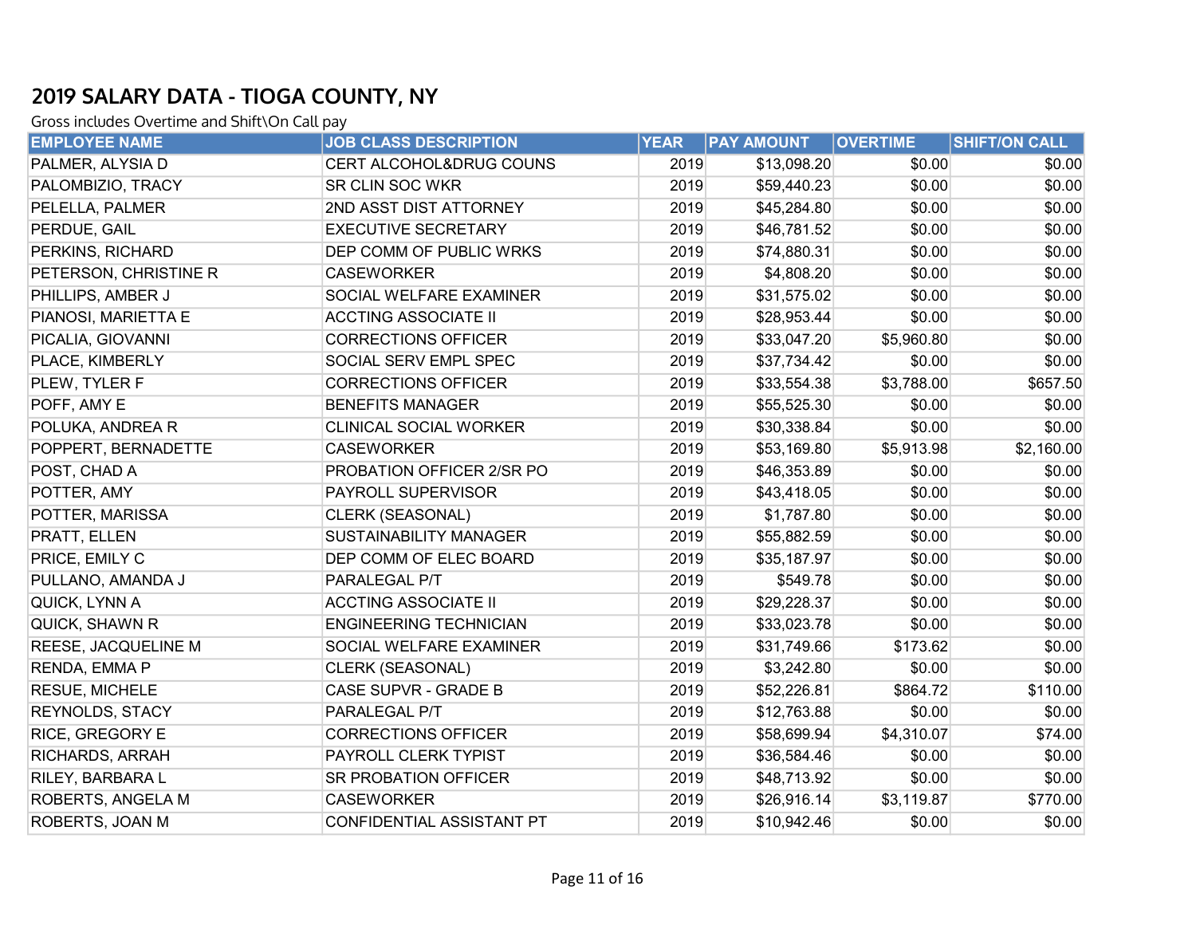## 2019 SALARY DATA - TIOGA COUNTY, NY

Gross includes Overtime and Shift\On Call pay

| EMPLOYEE NAME | JOB CLASS DESCRIPTION | YEAR | PAY AMOUNT | OVERTIME | SHIFT/ON CALL |
|---|---|---|---|---|---|
| PALMER, ALYSIA D | CERT ALCOHOL&DRUG COUNS | 2019 | $13,098.20 | $0.00 | $0.00 |
| PALOMBIZIO, TRACY | SR CLIN SOC WKR | 2019 | $59,440.23 | $0.00 | $0.00 |
| PELELLA, PALMER | 2ND ASST DIST ATTORNEY | 2019 | $45,284.80 | $0.00 | $0.00 |
| PERDUE, GAIL | EXECUTIVE SECRETARY | 2019 | $46,781.52 | $0.00 | $0.00 |
| PERKINS, RICHARD | DEP COMM OF PUBLIC WRKS | 2019 | $74,880.31 | $0.00 | $0.00 |
| PETERSON, CHRISTINE R | CASEWORKER | 2019 | $4,808.20 | $0.00 | $0.00 |
| PHILLIPS, AMBER J | SOCIAL WELFARE EXAMINER | 2019 | $31,575.02 | $0.00 | $0.00 |
| PIANOSI, MARIETTA E | ACCTING ASSOCIATE II | 2019 | $28,953.44 | $0.00 | $0.00 |
| PICALIA, GIOVANNI | CORRECTIONS OFFICER | 2019 | $33,047.20 | $5,960.80 | $0.00 |
| PLACE, KIMBERLY | SOCIAL SERV EMPL SPEC | 2019 | $37,734.42 | $0.00 | $0.00 |
| PLEW, TYLER F | CORRECTIONS OFFICER | 2019 | $33,554.38 | $3,788.00 | $657.50 |
| POFF, AMY E | BENEFITS MANAGER | 2019 | $55,525.30 | $0.00 | $0.00 |
| POLUKA, ANDREA R | CLINICAL SOCIAL WORKER | 2019 | $30,338.84 | $0.00 | $0.00 |
| POPPERT, BERNADETTE | CASEWORKER | 2019 | $53,169.80 | $5,913.98 | $2,160.00 |
| POST, CHAD A | PROBATION OFFICER 2/SR PO | 2019 | $46,353.89 | $0.00 | $0.00 |
| POTTER, AMY | PAYROLL SUPERVISOR | 2019 | $43,418.05 | $0.00 | $0.00 |
| POTTER, MARISSA | CLERK (SEASONAL) | 2019 | $1,787.80 | $0.00 | $0.00 |
| PRATT, ELLEN | SUSTAINABILITY MANAGER | 2019 | $55,882.59 | $0.00 | $0.00 |
| PRICE, EMILY C | DEP COMM OF ELEC BOARD | 2019 | $35,187.97 | $0.00 | $0.00 |
| PULLANO, AMANDA J | PARALEGAL P/T | 2019 | $549.78 | $0.00 | $0.00 |
| QUICK, LYNN A | ACCTING ASSOCIATE II | 2019 | $29,228.37 | $0.00 | $0.00 |
| QUICK, SHAWN R | ENGINEERING TECHNICIAN | 2019 | $33,023.78 | $0.00 | $0.00 |
| REESE, JACQUELINE M | SOCIAL WELFARE EXAMINER | 2019 | $31,749.66 | $173.62 | $0.00 |
| RENDA, EMMA P | CLERK (SEASONAL) | 2019 | $3,242.80 | $0.00 | $0.00 |
| RESUE, MICHELE | CASE SUPVR - GRADE B | 2019 | $52,226.81 | $864.72 | $110.00 |
| REYNOLDS, STACY | PARALEGAL P/T | 2019 | $12,763.88 | $0.00 | $0.00 |
| RICE, GREGORY E | CORRECTIONS OFFICER | 2019 | $58,699.94 | $4,310.07 | $74.00 |
| RICHARDS, ARRAH | PAYROLL CLERK TYPIST | 2019 | $36,584.46 | $0.00 | $0.00 |
| RILEY, BARBARA L | SR PROBATION OFFICER | 2019 | $48,713.92 | $0.00 | $0.00 |
| ROBERTS, ANGELA M | CASEWORKER | 2019 | $26,916.14 | $3,119.87 | $770.00 |
| ROBERTS, JOAN M | CONFIDENTIAL ASSISTANT PT | 2019 | $10,942.46 | $0.00 | $0.00 |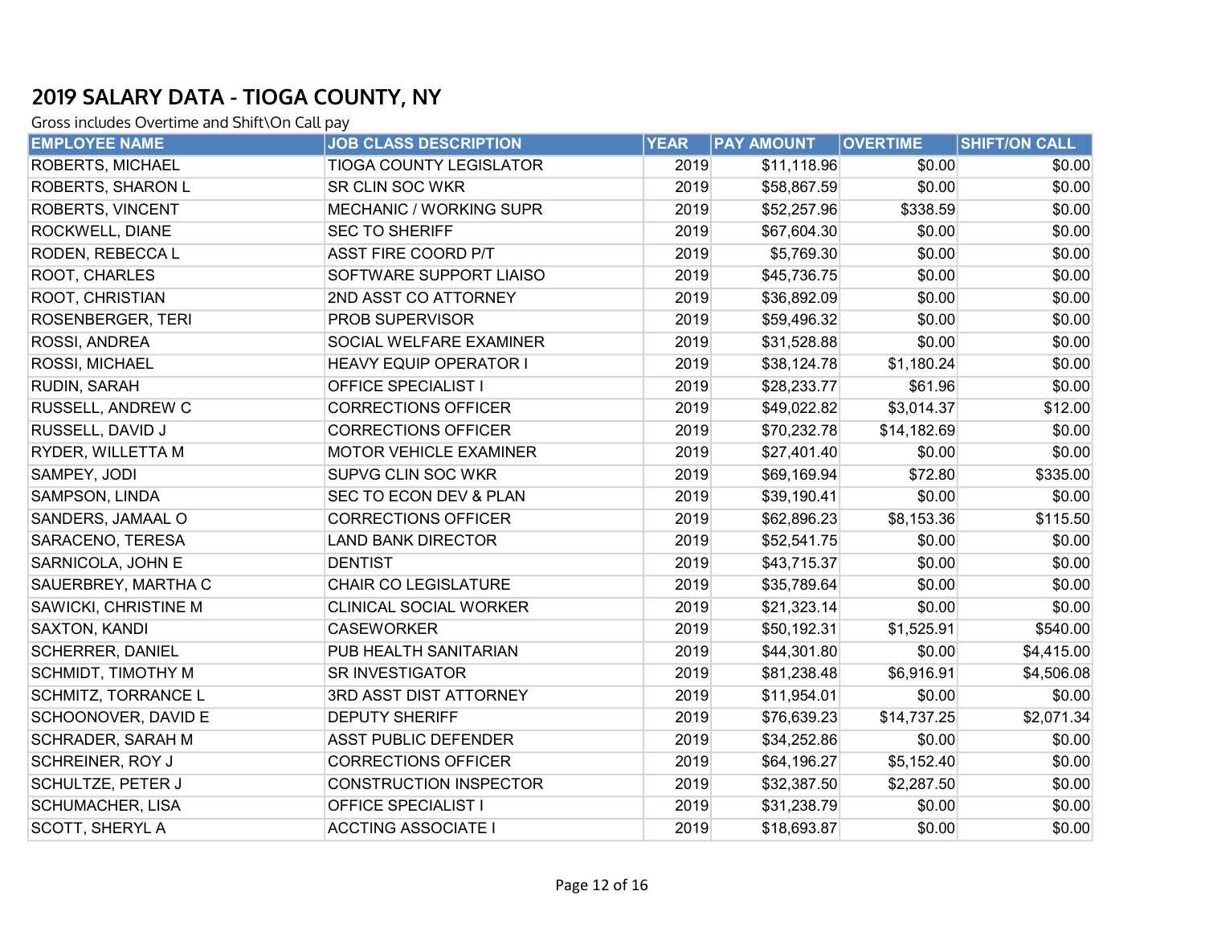## 2019 SALARY DATA - TIOGA COUNTY, NY

Gross includes Overtime and Shift\On Call pay

| EMPLOYEE NAME | JOB CLASS DESCRIPTION | YEAR | PAY AMOUNT | OVERTIME | SHIFT/ON CALL |
|---|---|---|---|---|---|
| ROBERTS, MICHAEL | TIOGA COUNTY LEGISLATOR | 2019 | $11,118.96 | $0.00 | $0.00 |
| ROBERTS, SHARON L | SR CLIN SOC WKR | 2019 | $58,867.59 | $0.00 | $0.00 |
| ROBERTS, VINCENT | MECHANIC / WORKING SUPR | 2019 | $52,257.96 | $338.59 | $0.00 |
| ROCKWELL, DIANE | SEC TO SHERIFF | 2019 | $67,604.30 | $0.00 | $0.00 |
| RODEN, REBECCA L | ASST FIRE COORD P/T | 2019 | $5,769.30 | $0.00 | $0.00 |
| ROOT, CHARLES | SOFTWARE SUPPORT LIAISO | 2019 | $45,736.75 | $0.00 | $0.00 |
| ROOT, CHRISTIAN | 2ND ASST CO ATTORNEY | 2019 | $36,892.09 | $0.00 | $0.00 |
| ROSENBERGER, TERI | PROB SUPERVISOR | 2019 | $59,496.32 | $0.00 | $0.00 |
| ROSSI, ANDREA | SOCIAL WELFARE EXAMINER | 2019 | $31,528.88 | $0.00 | $0.00 |
| ROSSI, MICHAEL | HEAVY EQUIP OPERATOR I | 2019 | $38,124.78 | $1,180.24 | $0.00 |
| RUDIN, SARAH | OFFICE SPECIALIST I | 2019 | $28,233.77 | $61.96 | $0.00 |
| RUSSELL, ANDREW C | CORRECTIONS OFFICER | 2019 | $49,022.82 | $3,014.37 | $12.00 |
| RUSSELL, DAVID J | CORRECTIONS OFFICER | 2019 | $70,232.78 | $14,182.69 | $0.00 |
| RYDER, WILLETTA M | MOTOR VEHICLE EXAMINER | 2019 | $27,401.40 | $0.00 | $0.00 |
| SAMPEY, JODI | SUPVG CLIN SOC WKR | 2019 | $69,169.94 | $72.80 | $335.00 |
| SAMPSON, LINDA | SEC TO ECON DEV & PLAN | 2019 | $39,190.41 | $0.00 | $0.00 |
| SANDERS, JAMAAL O | CORRECTIONS OFFICER | 2019 | $62,896.23 | $8,153.36 | $115.50 |
| SARACENO, TERESA | LAND BANK DIRECTOR | 2019 | $52,541.75 | $0.00 | $0.00 |
| SARNICOLA, JOHN E | DENTIST | 2019 | $43,715.37 | $0.00 | $0.00 |
| SAUERBREY, MARTHA C | CHAIR CO LEGISLATURE | 2019 | $35,789.64 | $0.00 | $0.00 |
| SAWICKI, CHRISTINE M | CLINICAL SOCIAL WORKER | 2019 | $21,323.14 | $0.00 | $0.00 |
| SAXTON, KANDI | CASEWORKER | 2019 | $50,192.31 | $1,525.91 | $540.00 |
| SCHERRER, DANIEL | PUB HEALTH SANITARIAN | 2019 | $44,301.80 | $0.00 | $4,415.00 |
| SCHMIDT, TIMOTHY M | SR INVESTIGATOR | 2019 | $81,238.48 | $6,916.91 | $4,506.08 |
| SCHMITZ, TORRANCE L | 3RD ASST DIST ATTORNEY | 2019 | $11,954.01 | $0.00 | $0.00 |
| SCHOONOVER, DAVID E | DEPUTY SHERIFF | 2019 | $76,639.23 | $14,737.25 | $2,071.34 |
| SCHRADER, SARAH M | ASST PUBLIC DEFENDER | 2019 | $34,252.86 | $0.00 | $0.00 |
| SCHREINER, ROY J | CORRECTIONS OFFICER | 2019 | $64,196.27 | $5,152.40 | $0.00 |
| SCHULTZE, PETER J | CONSTRUCTION INSPECTOR | 2019 | $32,387.50 | $2,287.50 | $0.00 |
| SCHUMACHER, LISA | OFFICE SPECIALIST I | 2019 | $31,238.79 | $0.00 | $0.00 |
| SCOTT, SHERYL A | ACCTING ASSOCIATE I | 2019 | $18,693.87 | $0.00 | $0.00 |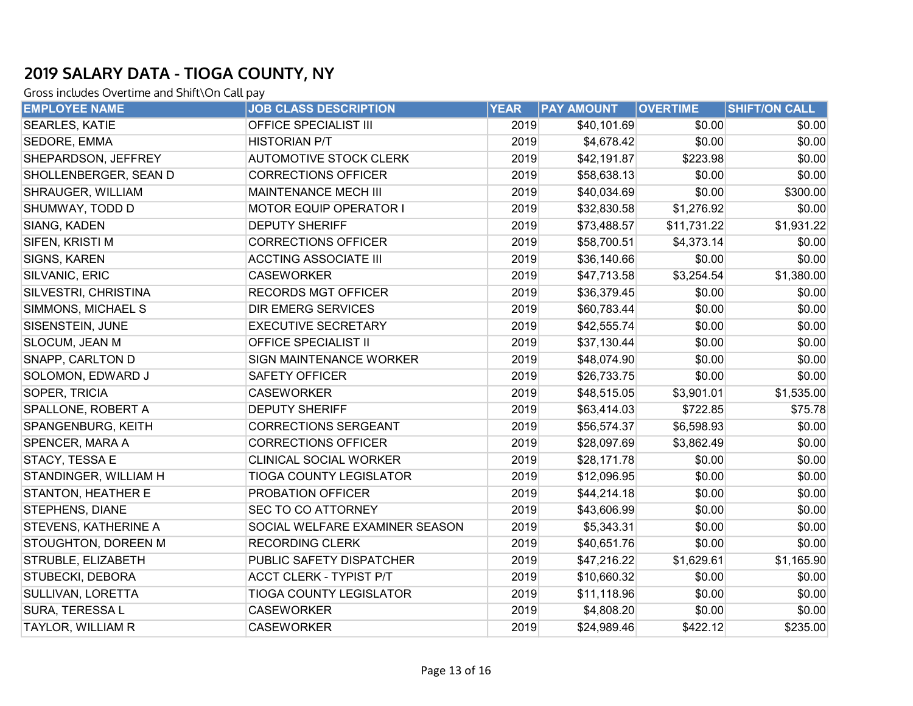## 2019 SALARY DATA - TIOGA COUNTY, NY

Gross includes Overtime and Shift\On Call pay

| EMPLOYEE NAME | JOB CLASS DESCRIPTION | YEAR | PAY AMOUNT | OVERTIME | SHIFT/ON CALL |
|---|---|---|---|---|---|
| SEARLES, KATIE | OFFICE SPECIALIST III | 2019 | $40,101.69 | $0.00 | $0.00 |
| SEDORE, EMMA | HISTORIAN P/T | 2019 | $4,678.42 | $0.00 | $0.00 |
| SHEPARDSON, JEFFREY | AUTOMOTIVE STOCK CLERK | 2019 | $42,191.87 | $223.98 | $0.00 |
| SHOLLENBERGER, SEAN D | CORRECTIONS OFFICER | 2019 | $58,638.13 | $0.00 | $0.00 |
| SHRAUGER, WILLIAM | MAINTENANCE MECH III | 2019 | $40,034.69 | $0.00 | $300.00 |
| SHUMWAY, TODD D | MOTOR EQUIP OPERATOR I | 2019 | $32,830.58 | $1,276.92 | $0.00 |
| SIANG, KADEN | DEPUTY SHERIFF | 2019 | $73,488.57 | $11,731.22 | $1,931.22 |
| SIFEN, KRISTI M | CORRECTIONS OFFICER | 2019 | $58,700.51 | $4,373.14 | $0.00 |
| SIGNS, KAREN | ACCTING ASSOCIATE III | 2019 | $36,140.66 | $0.00 | $0.00 |
| SILVANIC, ERIC | CASEWORKER | 2019 | $47,713.58 | $3,254.54 | $1,380.00 |
| SILVESTRI, CHRISTINA | RECORDS MGT OFFICER | 2019 | $36,379.45 | $0.00 | $0.00 |
| SIMMONS, MICHAEL S | DIR EMERG SERVICES | 2019 | $60,783.44 | $0.00 | $0.00 |
| SISENSTEIN, JUNE | EXECUTIVE SECRETARY | 2019 | $42,555.74 | $0.00 | $0.00 |
| SLOCUM, JEAN M | OFFICE SPECIALIST II | 2019 | $37,130.44 | $0.00 | $0.00 |
| SNAPP, CARLTON D | SIGN MAINTENANCE WORKER | 2019 | $48,074.90 | $0.00 | $0.00 |
| SOLOMON, EDWARD J | SAFETY OFFICER | 2019 | $26,733.75 | $0.00 | $0.00 |
| SOPER, TRICIA | CASEWORKER | 2019 | $48,515.05 | $3,901.01 | $1,535.00 |
| SPALLONE, ROBERT A | DEPUTY SHERIFF | 2019 | $63,414.03 | $722.85 | $75.78 |
| SPANGENBURG, KEITH | CORRECTIONS SERGEANT | 2019 | $56,574.37 | $6,598.93 | $0.00 |
| SPENCER, MARA A | CORRECTIONS OFFICER | 2019 | $28,097.69 | $3,862.49 | $0.00 |
| STACY, TESSA E | CLINICAL SOCIAL WORKER | 2019 | $28,171.78 | $0.00 | $0.00 |
| STANDINGER, WILLIAM H | TIOGA COUNTY LEGISLATOR | 2019 | $12,096.95 | $0.00 | $0.00 |
| STANTON, HEATHER E | PROBATION OFFICER | 2019 | $44,214.18 | $0.00 | $0.00 |
| STEPHENS, DIANE | SEC TO CO ATTORNEY | 2019 | $43,606.99 | $0.00 | $0.00 |
| STEVENS, KATHERINE A | SOCIAL WELFARE EXAMINER SEASON | 2019 | $5,343.31 | $0.00 | $0.00 |
| STOUGHTON, DOREEN M | RECORDING CLERK | 2019 | $40,651.76 | $0.00 | $0.00 |
| STRUBLE, ELIZABETH | PUBLIC SAFETY DISPATCHER | 2019 | $47,216.22 | $1,629.61 | $1,165.90 |
| STUBECKI, DEBORA | ACCT CLERK - TYPIST P/T | 2019 | $10,660.32 | $0.00 | $0.00 |
| SULLIVAN, LORETTA | TIOGA COUNTY LEGISLATOR | 2019 | $11,118.96 | $0.00 | $0.00 |
| SURA, TERESSA L | CASEWORKER | 2019 | $4,808.20 | $0.00 | $0.00 |
| TAYLOR, WILLIAM R | CASEWORKER | 2019 | $24,989.46 | $422.12 | $235.00 |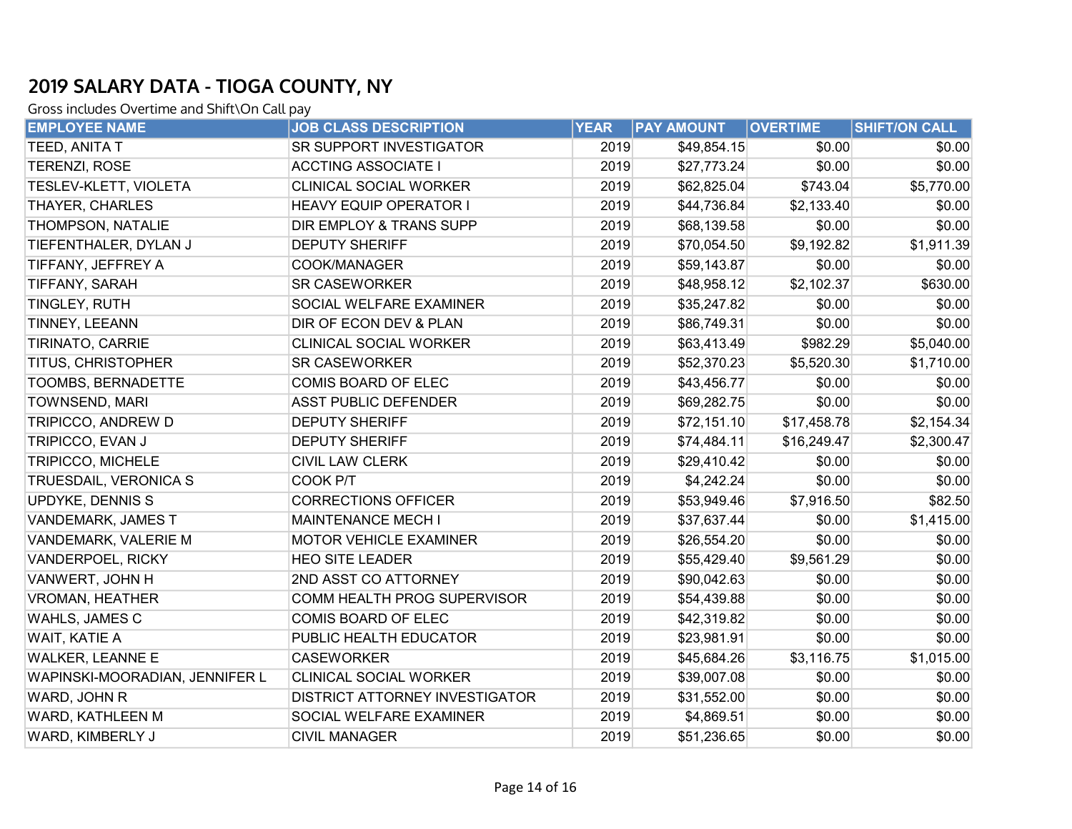## 2019 SALARY DATA - TIOGA COUNTY, NY

Gross includes Overtime and Shift\On Call pay

| EMPLOYEE NAME | JOB CLASS DESCRIPTION | YEAR | PAY AMOUNT | OVERTIME | SHIFT/ON CALL |
|---|---|---|---|---|---|
| TEED, ANITA T | SR SUPPORT INVESTIGATOR | 2019 | $49,854.15 | $0.00 | $0.00 |
| TERENZI, ROSE | ACCTING ASSOCIATE I | 2019 | $27,773.24 | $0.00 | $0.00 |
| TESLEV-KLETT, VIOLETA | CLINICAL SOCIAL WORKER | 2019 | $62,825.04 | $743.04 | $5,770.00 |
| THAYER, CHARLES | HEAVY EQUIP OPERATOR I | 2019 | $44,736.84 | $2,133.40 | $0.00 |
| THOMPSON, NATALIE | DIR EMPLOY & TRANS SUPP | 2019 | $68,139.58 | $0.00 | $0.00 |
| TIEFENTHALER, DYLAN J | DEPUTY SHERIFF | 2019 | $70,054.50 | $9,192.82 | $1,911.39 |
| TIFFANY, JEFFREY A | COOK/MANAGER | 2019 | $59,143.87 | $0.00 | $0.00 |
| TIFFANY, SARAH | SR CASEWORKER | 2019 | $48,958.12 | $2,102.37 | $630.00 |
| TINGLEY, RUTH | SOCIAL WELFARE EXAMINER | 2019 | $35,247.82 | $0.00 | $0.00 |
| TINNEY, LEEANN | DIR OF ECON DEV & PLAN | 2019 | $86,749.31 | $0.00 | $0.00 |
| TIRINATO, CARRIE | CLINICAL SOCIAL WORKER | 2019 | $63,413.49 | $982.29 | $5,040.00 |
| TITUS, CHRISTOPHER | SR CASEWORKER | 2019 | $52,370.23 | $5,520.30 | $1,710.00 |
| TOOMBS, BERNADETTE | COMIS BOARD OF ELEC | 2019 | $43,456.77 | $0.00 | $0.00 |
| TOWNSEND, MARI | ASST PUBLIC DEFENDER | 2019 | $69,282.75 | $0.00 | $0.00 |
| TRIPICCO, ANDREW D | DEPUTY SHERIFF | 2019 | $72,151.10 | $17,458.78 | $2,154.34 |
| TRIPICCO, EVAN J | DEPUTY SHERIFF | 2019 | $74,484.11 | $16,249.47 | $2,300.47 |
| TRIPICCO, MICHELE | CIVIL LAW CLERK | 2019 | $29,410.42 | $0.00 | $0.00 |
| TRUESDAIL, VERONICA S | COOK P/T | 2019 | $4,242.24 | $0.00 | $0.00 |
| UPDYKE, DENNIS S | CORRECTIONS OFFICER | 2019 | $53,949.46 | $7,916.50 | $82.50 |
| VANDEMARK, JAMES T | MAINTENANCE MECH I | 2019 | $37,637.44 | $0.00 | $1,415.00 |
| VANDEMARK, VALERIE M | MOTOR VEHICLE EXAMINER | 2019 | $26,554.20 | $0.00 | $0.00 |
| VANDERPOEL, RICKY | HEO SITE LEADER | 2019 | $55,429.40 | $9,561.29 | $0.00 |
| VANWERT, JOHN H | 2ND ASST CO ATTORNEY | 2019 | $90,042.63 | $0.00 | $0.00 |
| VROMAN, HEATHER | COMM HEALTH PROG SUPERVISOR | 2019 | $54,439.88 | $0.00 | $0.00 |
| WAHLS, JAMES C | COMIS BOARD OF ELEC | 2019 | $42,319.82 | $0.00 | $0.00 |
| WAIT, KATIE A | PUBLIC HEALTH EDUCATOR | 2019 | $23,981.91 | $0.00 | $0.00 |
| WALKER, LEANNE E | CASEWORKER | 2019 | $45,684.26 | $3,116.75 | $1,015.00 |
| WAPINSKI-MOORADIAN, JENNIFER L | CLINICAL SOCIAL WORKER | 2019 | $39,007.08 | $0.00 | $0.00 |
| WARD, JOHN R | DISTRICT ATTORNEY INVESTIGATOR | 2019 | $31,552.00 | $0.00 | $0.00 |
| WARD, KATHLEEN M | SOCIAL WELFARE EXAMINER | 2019 | $4,869.51 | $0.00 | $0.00 |
| WARD, KIMBERLY J | CIVIL MANAGER | 2019 | $51,236.65 | $0.00 | $0.00 |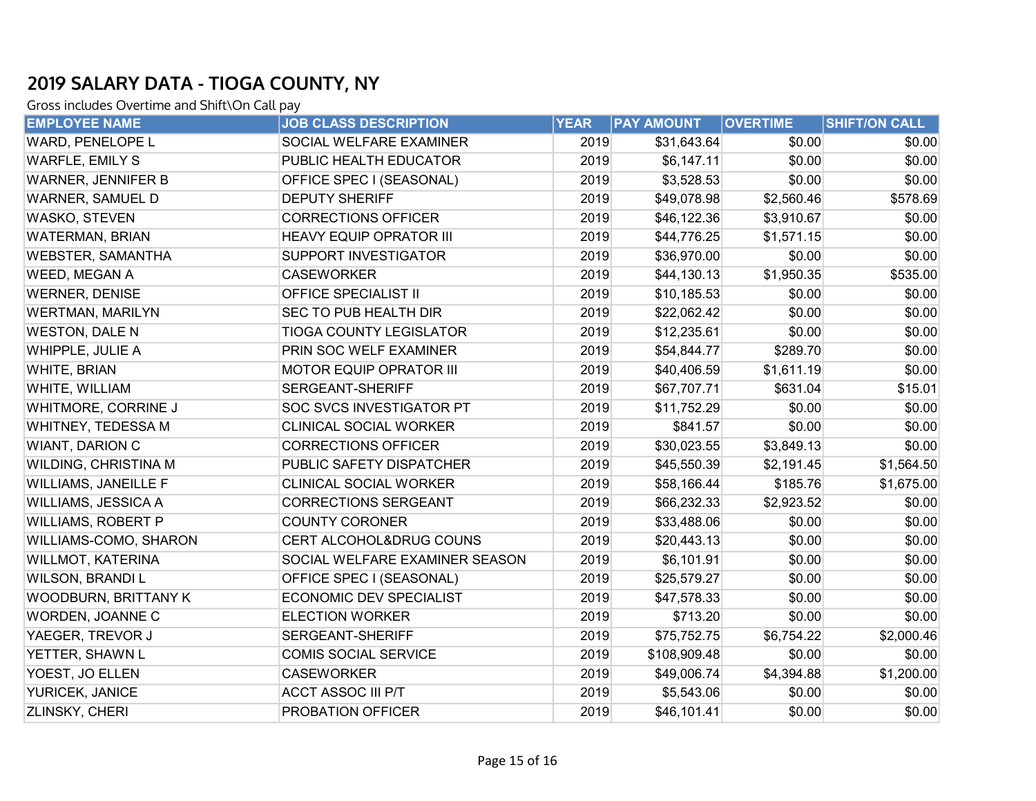## 2019 SALARY DATA - TIOGA COUNTY, NY

Gross includes Overtime and Shift\On Call pay

| EMPLOYEE NAME | JOB CLASS DESCRIPTION | YEAR | PAY AMOUNT | OVERTIME | SHIFT/ON CALL |
|---|---|---|---|---|---|
| WARD, PENELOPE L | SOCIAL WELFARE EXAMINER | 2019 | $31,643.64 | $0.00 | $0.00 |
| WARFLE, EMILY S | PUBLIC HEALTH EDUCATOR | 2019 | $6,147.11 | $0.00 | $0.00 |
| WARNER, JENNIFER B | OFFICE SPEC I (SEASONAL) | 2019 | $3,528.53 | $0.00 | $0.00 |
| WARNER, SAMUEL D | DEPUTY SHERIFF | 2019 | $49,078.98 | $2,560.46 | $578.69 |
| WASKO, STEVEN | CORRECTIONS OFFICER | 2019 | $46,122.36 | $3,910.67 | $0.00 |
| WATERMAN, BRIAN | HEAVY EQUIP OPRATOR III | 2019 | $44,776.25 | $1,571.15 | $0.00 |
| WEBSTER, SAMANTHA | SUPPORT INVESTIGATOR | 2019 | $36,970.00 | $0.00 | $0.00 |
| WEED, MEGAN A | CASEWORKER | 2019 | $44,130.13 | $1,950.35 | $535.00 |
| WERNER, DENISE | OFFICE SPECIALIST II | 2019 | $10,185.53 | $0.00 | $0.00 |
| WERTMAN, MARILYN | SEC TO PUB HEALTH DIR | 2019 | $22,062.42 | $0.00 | $0.00 |
| WESTON, DALE N | TIOGA COUNTY LEGISLATOR | 2019 | $12,235.61 | $0.00 | $0.00 |
| WHIPPLE, JULIE A | PRIN SOC WELF EXAMINER | 2019 | $54,844.77 | $289.70 | $0.00 |
| WHITE, BRIAN | MOTOR EQUIP OPRATOR III | 2019 | $40,406.59 | $1,611.19 | $0.00 |
| WHITE, WILLIAM | SERGEANT-SHERIFF | 2019 | $67,707.71 | $631.04 | $15.01 |
| WHITMORE, CORRINE J | SOC SVCS INVESTIGATOR PT | 2019 | $11,752.29 | $0.00 | $0.00 |
| WHITNEY, TEDESSA M | CLINICAL SOCIAL WORKER | 2019 | $841.57 | $0.00 | $0.00 |
| WIANT, DARION C | CORRECTIONS OFFICER | 2019 | $30,023.55 | $3,849.13 | $0.00 |
| WILDING, CHRISTINA M | PUBLIC SAFETY DISPATCHER | 2019 | $45,550.39 | $2,191.45 | $1,564.50 |
| WILLIAMS, JANEILLE F | CLINICAL SOCIAL WORKER | 2019 | $58,166.44 | $185.76 | $1,675.00 |
| WILLIAMS, JESSICA A | CORRECTIONS SERGEANT | 2019 | $66,232.33 | $2,923.52 | $0.00 |
| WILLIAMS, ROBERT P | COUNTY CORONER | 2019 | $33,488.06 | $0.00 | $0.00 |
| WILLIAMS-COMO, SHARON | CERT ALCOHOL&DRUG COUNS | 2019 | $20,443.13 | $0.00 | $0.00 |
| WILLMOT, KATERINA | SOCIAL WELFARE EXAMINER SEASON | 2019 | $6,101.91 | $0.00 | $0.00 |
| WILSON, BRANDI L | OFFICE SPEC I (SEASONAL) | 2019 | $25,579.27 | $0.00 | $0.00 |
| WOODBURN, BRITTANY K | ECONOMIC DEV SPECIALIST | 2019 | $47,578.33 | $0.00 | $0.00 |
| WORDEN, JOANNE C | ELECTION WORKER | 2019 | $713.20 | $0.00 | $0.00 |
| YAEGER, TREVOR J | SERGEANT-SHERIFF | 2019 | $75,752.75 | $6,754.22 | $2,000.46 |
| YETTER, SHAWN L | COMIS SOCIAL SERVICE | 2019 | $108,909.48 | $0.00 | $0.00 |
| YOEST, JO ELLEN | CASEWORKER | 2019 | $49,006.74 | $4,394.88 | $1,200.00 |
| YURICEK, JANICE | ACCT ASSOC III P/T | 2019 | $5,543.06 | $0.00 | $0.00 |
| ZLINSKY, CHERI | PROBATION OFFICER | 2019 | $46,101.41 | $0.00 | $0.00 |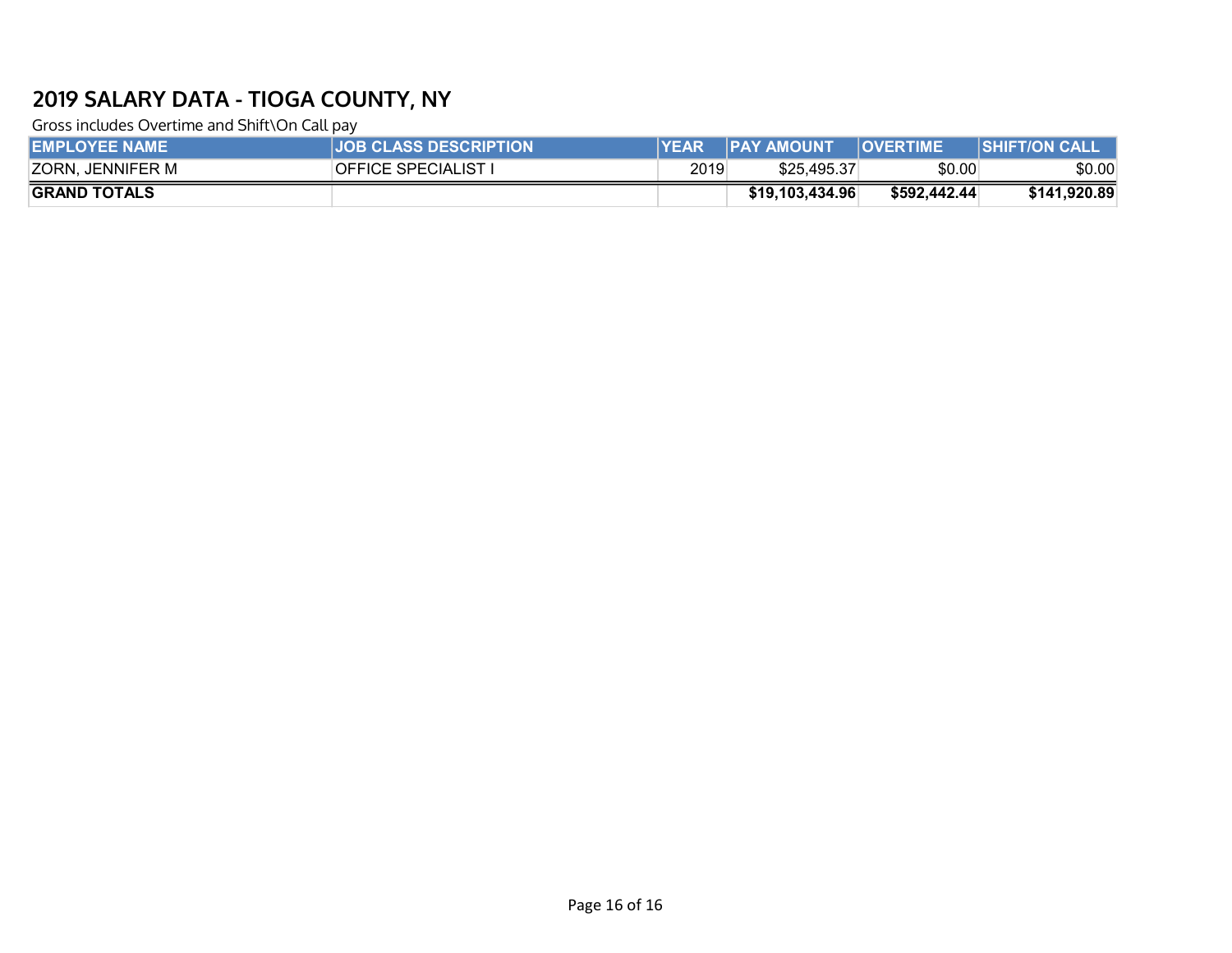# 2019 SALARY DATA - TIOGA COUNTY, NY

Gross includes Overtime and Shift\On Call pay

| EMPLOYEE NAME | JOB CLASS DESCRIPTION | YEAR | PAY AMOUNT | OVERTIME | SHIFT/ON CALL |
|---|---|---|---|---|---|
| ZORN, JENNIFER M | OFFICE SPECIALIST I | 2019 | $25,495.37 | $0.00 | $0.00 |
| **GRAND TOTALS** | | | **$19,103,434.96** | **$592,442.44** | **$141,920.89** |